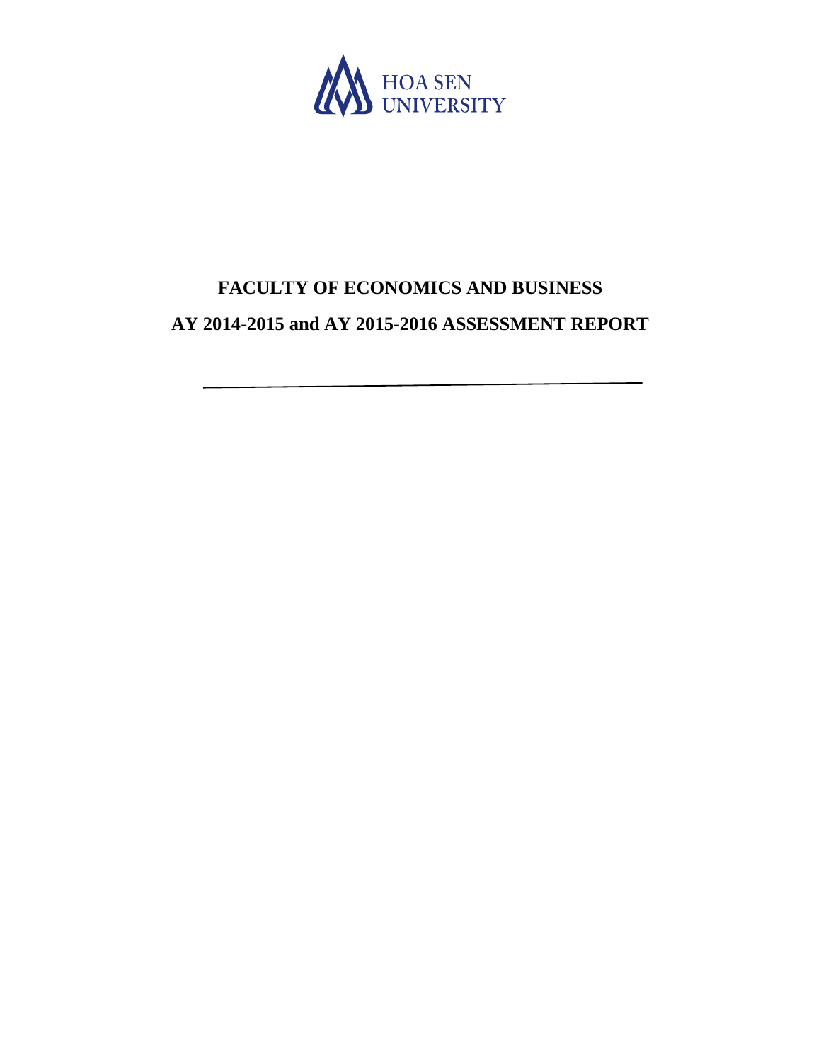HOA SEN UNIVERSITY

# FACULTY OF ECONOMICS AND BUSINESS

# AY 2014-2015 and AY 2015-2016 ASSESSMENT REPORT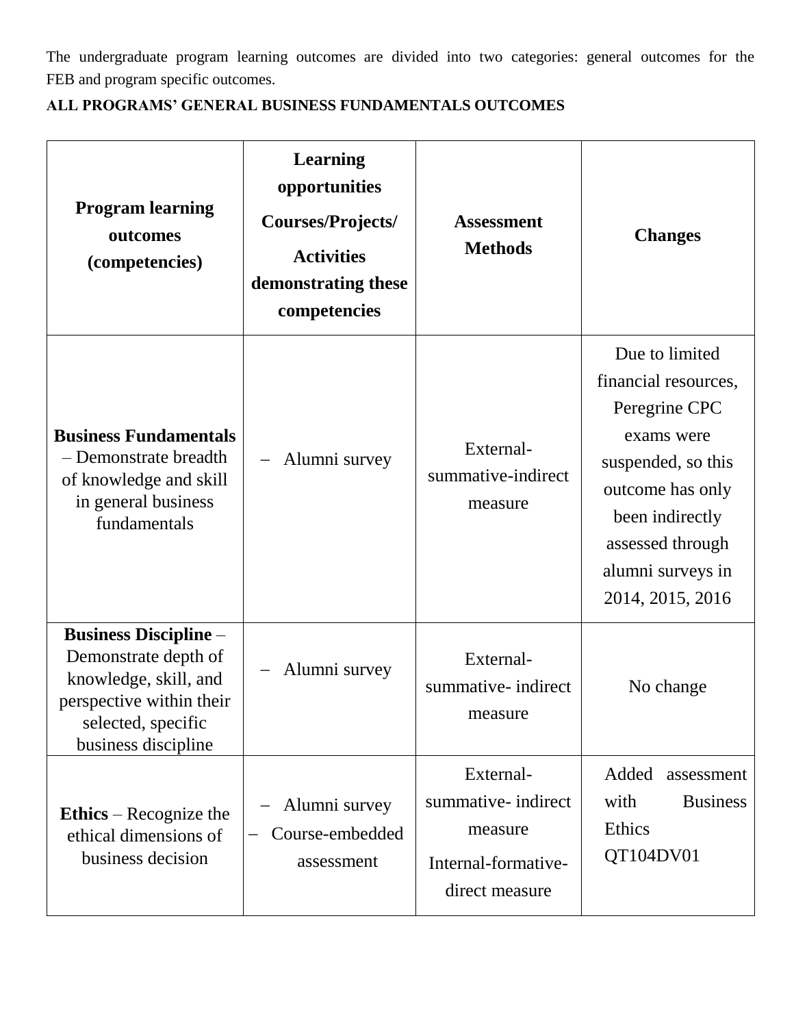The undergraduate program learning outcomes are divided into two categories: general outcomes for the FEB and program specific outcomes.

**ALL PROGRAMS' GENERAL BUSINESS FUNDAMENTALS OUTCOMES**

| Program learning outcomes (competencies) | Learning opportunities Courses/Projects/ Activities demonstrating these competencies | Assessment Methods | Changes |
|---|---|---|---|
| **Business Fundamentals** – Demonstrate breadth of knowledge and skill in general business fundamentals | – Alumni survey | External-summative-indirect measure | Due to limited financial resources, Peregrine CPC exams were suspended, so this outcome has only been indirectly assessed through alumni surveys in 2014, 2015, 2016 |
| **Business Discipline** – Demonstrate depth of knowledge, skill, and perspective within their selected, specific business discipline | – Alumni survey | External-summative- indirect measure | No change |
| **Ethics** – Recognize the ethical dimensions of business decision | – Alumni survey<br>– Course-embedded assessment | External-summative- indirect measure<br>Internal-formative-direct measure | Added assessment with Business Ethics QT104DV01 |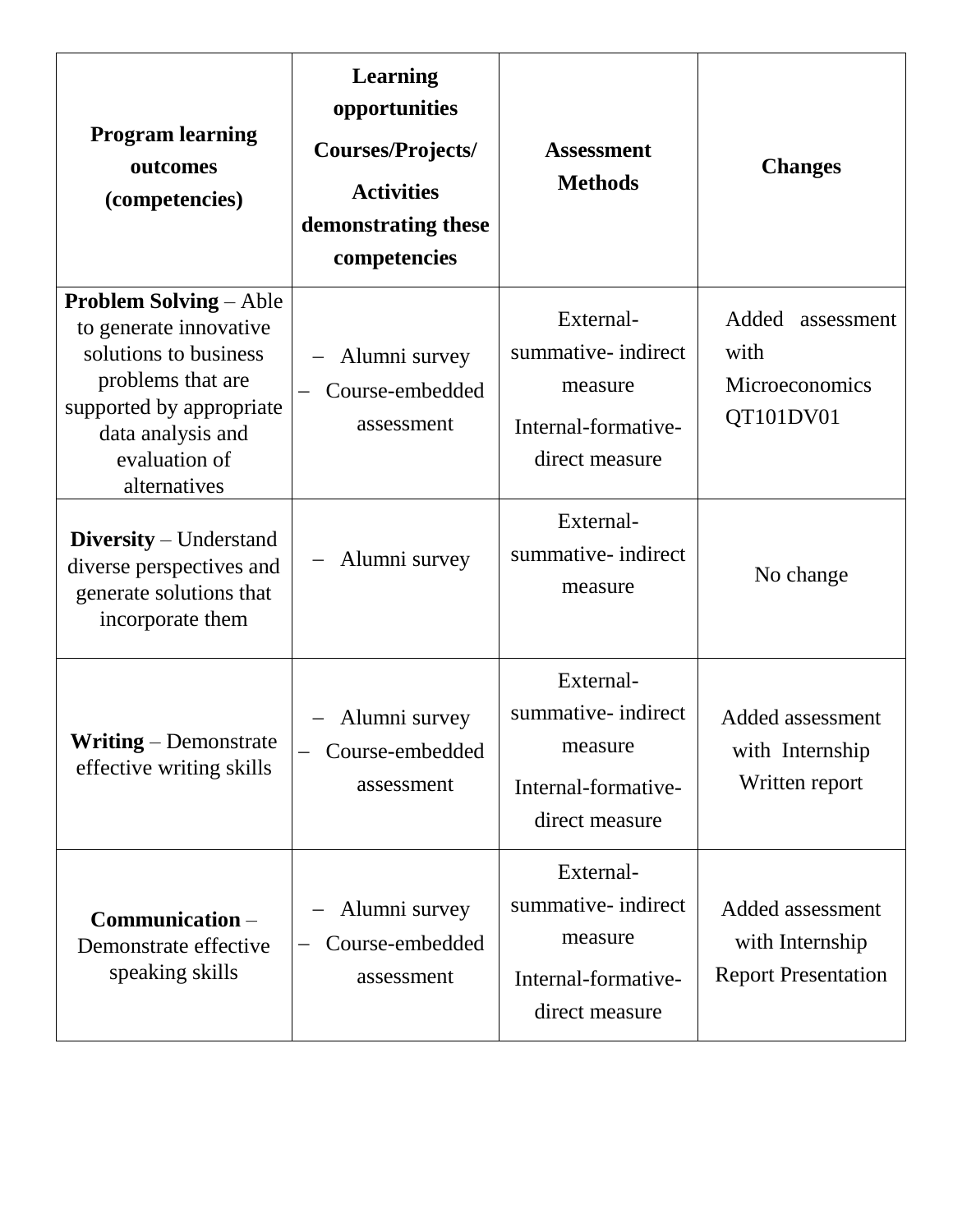| Program learning outcomes (competencies) | Learning opportunities Courses/Projects/ Activities demonstrating these competencies | Assessment Methods | Changes |
|---|---|---|---|
| **Problem Solving** – Able to generate innovative solutions to business problems that are supported by appropriate data analysis and evaluation of alternatives | – Alumni survey<br>– Course-embedded assessment | External-summative- indirect measure<br>Internal-formative-direct measure | Added assessment with Microeconomics QT101DV01 |
| **Diversity** – Understand diverse perspectives and generate solutions that incorporate them | – Alumni survey | External-summative- indirect measure | No change |
| **Writing** – Demonstrate effective writing skills | – Alumni survey<br>– Course-embedded assessment | External-summative- indirect measure<br>Internal-formative-direct measure | Added assessment with Internship Written report |
| **Communication** – Demonstrate effective speaking skills | – Alumni survey<br>– Course-embedded assessment | External-summative- indirect measure<br>Internal-formative-direct measure | Added assessment with Internship Report Presentation |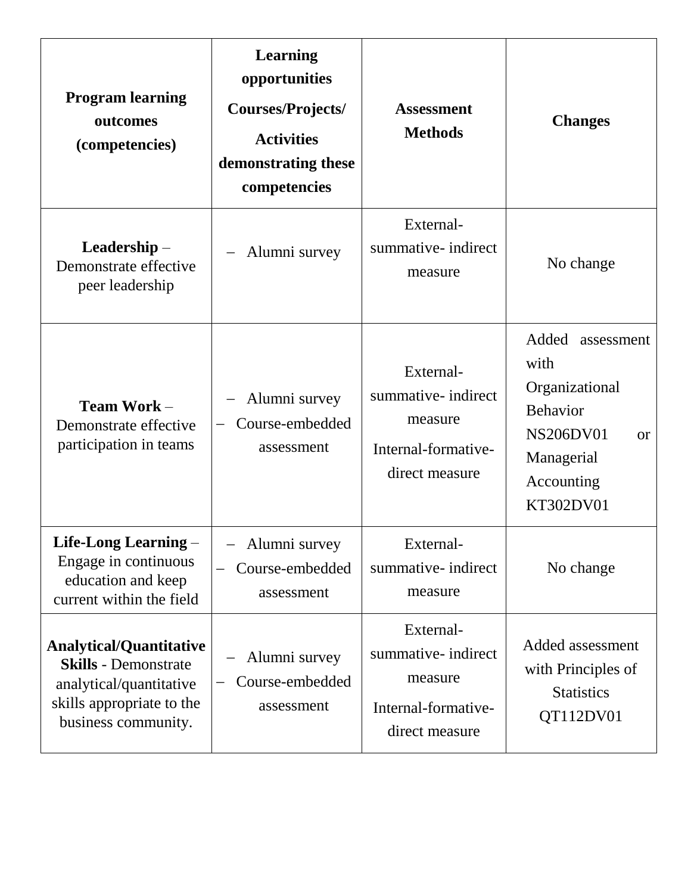| **Program learning outcomes (competencies)** | **Learning opportunities Courses/Projects/ Activities demonstrating these competencies** | **Assessment Methods** | **Changes** |
|---|---|---|---|
| **Leadership** – Demonstrate effective peer leadership | – Alumni survey | External-summative- indirect measure | No change |
| **Team Work** – Demonstrate effective participation in teams | – Alumni survey<br>– Course-embedded assessment | External-summative- indirect measure<br>Internal-formative-direct measure | Added assessment with Organizational Behavior NS206DV01 or Managerial Accounting KT302DV01 |
| **Life-Long Learning** – Engage in continuous education and keep current within the field | – Alumni survey<br>– Course-embedded assessment | External-summative- indirect measure | No change |
| **Analytical/Quantitative Skills** - Demonstrate analytical/quantitative skills appropriate to the business community. | – Alumni survey<br>– Course-embedded assessment | External-summative- indirect measure<br>Internal-formative-direct measure | Added assessment with Principles of Statistics QT112DV01 |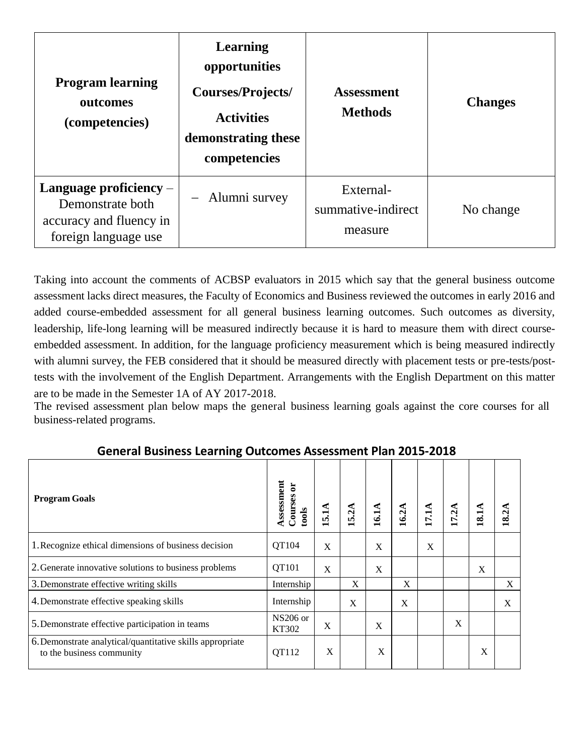| Program learning outcomes (competencies) | Learning opportunities Courses/Projects/ Activities demonstrating these competencies | Assessment Methods | Changes |
|---|---|---|---|
| **Language proficiency** – Demonstrate both accuracy and fluency in foreign language use | – Alumni survey | External-summative-indirect measure | No change |

Taking into account the comments of ACBSP evaluators in 2015 which say that the general business outcome assessment lacks direct measures, the Faculty of Economics and Business reviewed the outcomes in early 2016 and added course-embedded assessment for all general business learning outcomes. Such outcomes as diversity, leadership, life-long learning will be measured indirectly because it is hard to measure them with direct course-embedded assessment. In addition, for the language proficiency measurement which is being measured indirectly with alumni survey, the FEB considered that it should be measured directly with placement tests or pre-tests/post-tests with the involvement of the English Department. Arrangements with the English Department on this matter are to be made in the Semester 1A of AY 2017-2018.

The revised assessment plan below maps the general business learning goals against the core courses for all business-related programs.

## General Business Learning Outcomes Assessment Plan 2015-2018

| Program Goals | Assessment Courses or tools | 15.1A | 15.2A | 16.1A | 16.2A | 17.1A | 17.2A | 18.1A | 18.2A |
|---|---|---|---|---|---|---|---|---|---|
| 1. Recognize ethical dimensions of business decision | QT104 | X | | X | | X | | | |
| 2. Generate innovative solutions to business problems | QT101 | X | | X | | | | X | |
| 3. Demonstrate effective writing skills | Internship | | X | | X | | | | X |
| 4. Demonstrate effective speaking skills | Internship | | X | | X | | | | X |
| 5. Demonstrate effective participation in teams | NS206 or KT302 | X | | X | | | X | | |
| 6. Demonstrate analytical/quantitative skills appropriate to the business community | QT112 | X | | X | | | | X | |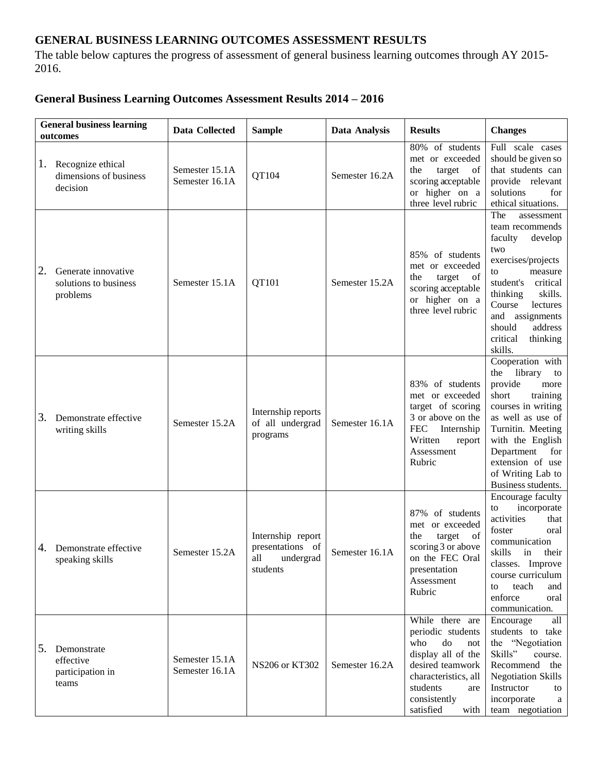**GENERAL BUSINESS LEARNING OUTCOMES ASSESSMENT RESULTS**

The table below captures the progress of assessment of general business learning outcomes through AY 2015-2016.

**General Business Learning Outcomes Assessment Results 2014 – 2016**

| General business learning outcomes | Data Collected | Sample | Data Analysis | Results | Changes |
|---|---|---|---|---|---|
| 1. Recognize ethical dimensions of business decision | Semester 15.1A Semester 16.1A | QT104 | Semester 16.2A | 80% of students met or exceeded the target of scoring acceptable or higher on a three level rubric | Full scale cases should be given so that students can provide relevant solutions for ethical situations. |
| 2. Generate innovative solutions to business problems | Semester 15.1A | QT101 | Semester 15.2A | 85% of students met or exceeded the target of scoring acceptable or higher on a three level rubric | The assessment team recommends faculty develop two exercises/projects to measure student's critical thinking skills. Course lectures and assignments should address critical thinking skills. |
| 3. Demonstrate effective writing skills | Semester 15.2A | Internship reports of all undergrad programs | Semester 16.1A | 83% of students met or exceeded target of scoring 3 or above on the FEC Internship Written report Assessment Rubric | Cooperation with the library to provide more short training courses in writing as well as use of Turnitin. Meeting with the English Department for extension of use of Writing Lab to Business students. |
| 4. Demonstrate effective speaking skills | Semester 15.2A | Internship report presentations of all undergrad students | Semester 16.1A | 87% of students met or exceeded the target of scoring 3 or above on the FEC Oral presentation Assessment Rubric | Encourage faculty to incorporate activities that foster oral communication skills in their classes. Improve course curriculum to teach and enforce oral communication. |
| 5. Demonstrate effective participation in teams | Semester 15.1A Semester 16.1A | NS206 or KT302 | Semester 16.2A | While there are periodic students who do not display all of the desired teamwork characteristics, all students are consistently satisfied with | Encourage all students to take the "Negotiation Skills" course. Recommend the Negotiation Skills Instructor to incorporate a team negotiation |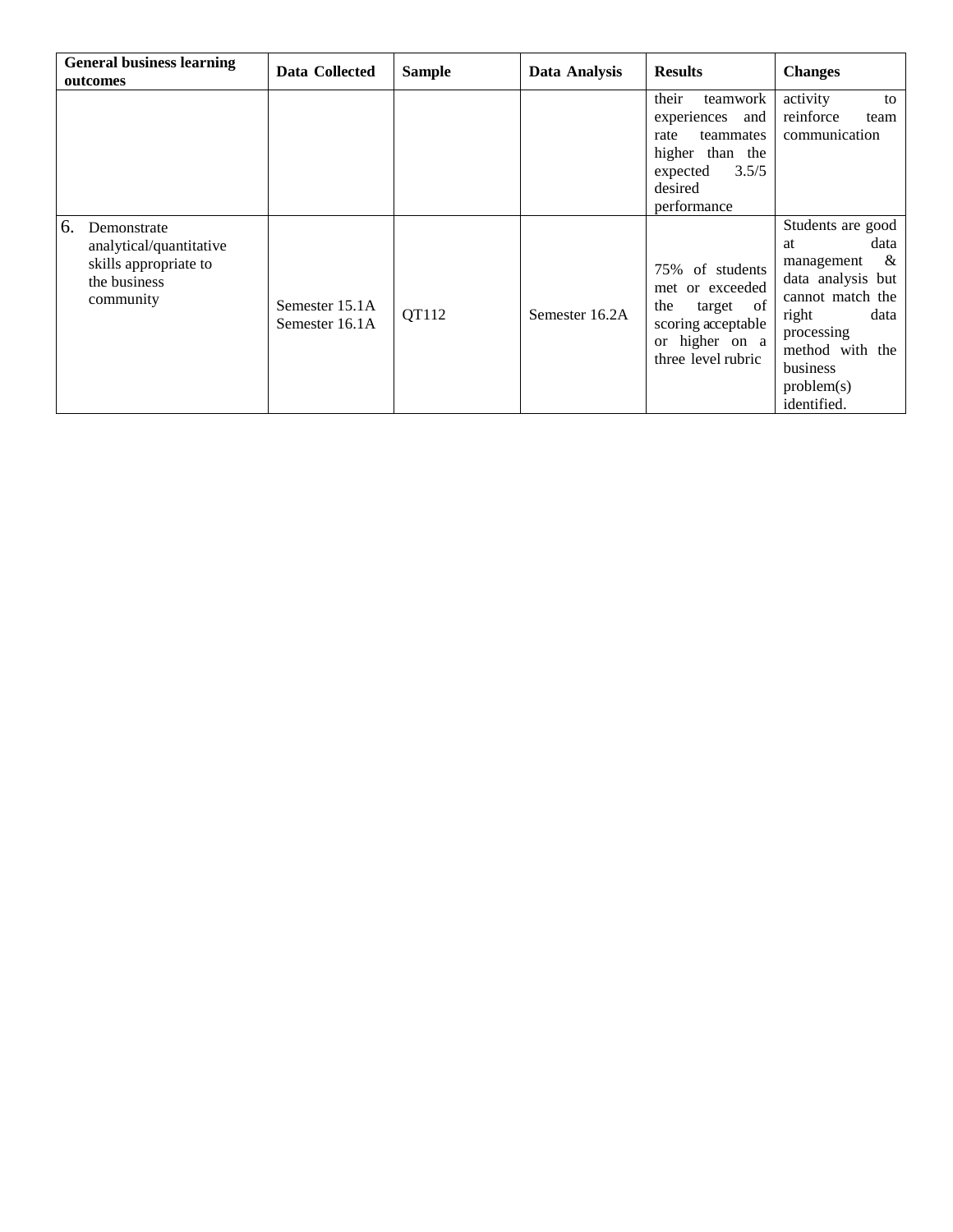| General business learning outcomes | Data Collected | Sample | Data Analysis | Results | Changes |
|---|---|---|---|---|---|
| | | | | their teamwork experiences and rate teammates higher than the expected 3.5/5 desired performance | activity to reinforce team communication |
| 6. Demonstrate analytical/quantitative skills appropriate to the business community | Semester 15.1A Semester 16.1A | QT112 | Semester 16.2A | 75% of students met or exceeded the target of scoring acceptable or higher on a three level rubric | Students are good at data management & data analysis but cannot match the right data processing method with the business problem(s) identified. |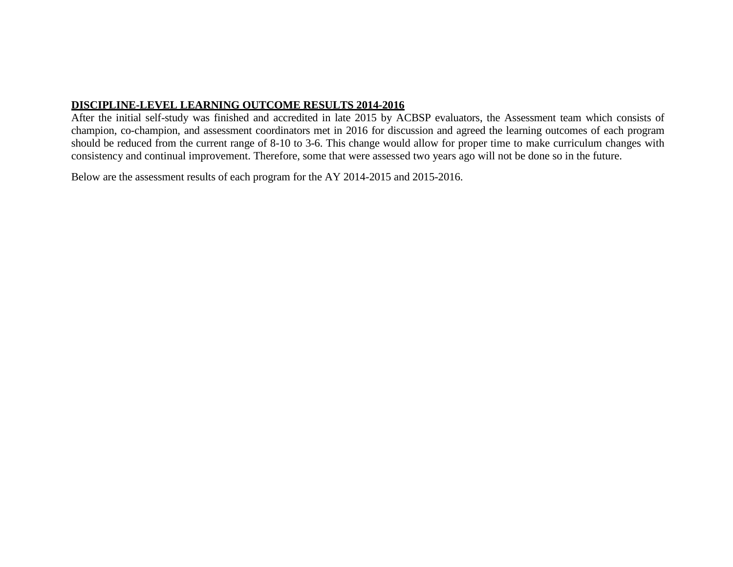## DISCIPLINE-LEVEL LEARNING OUTCOME RESULTS 2014-2016

After the initial self-study was finished and accredited in late 2015 by ACBSP evaluators, the Assessment team which consists of champion, co-champion, and assessment coordinators met in 2016 for discussion and agreed the learning outcomes of each program should be reduced from the current range of 8-10 to 3-6. This change would allow for proper time to make curriculum changes with consistency and continual improvement. Therefore, some that were assessed two years ago will not be done so in the future.

Below are the assessment results of each program for the AY 2014-2015 and 2015-2016.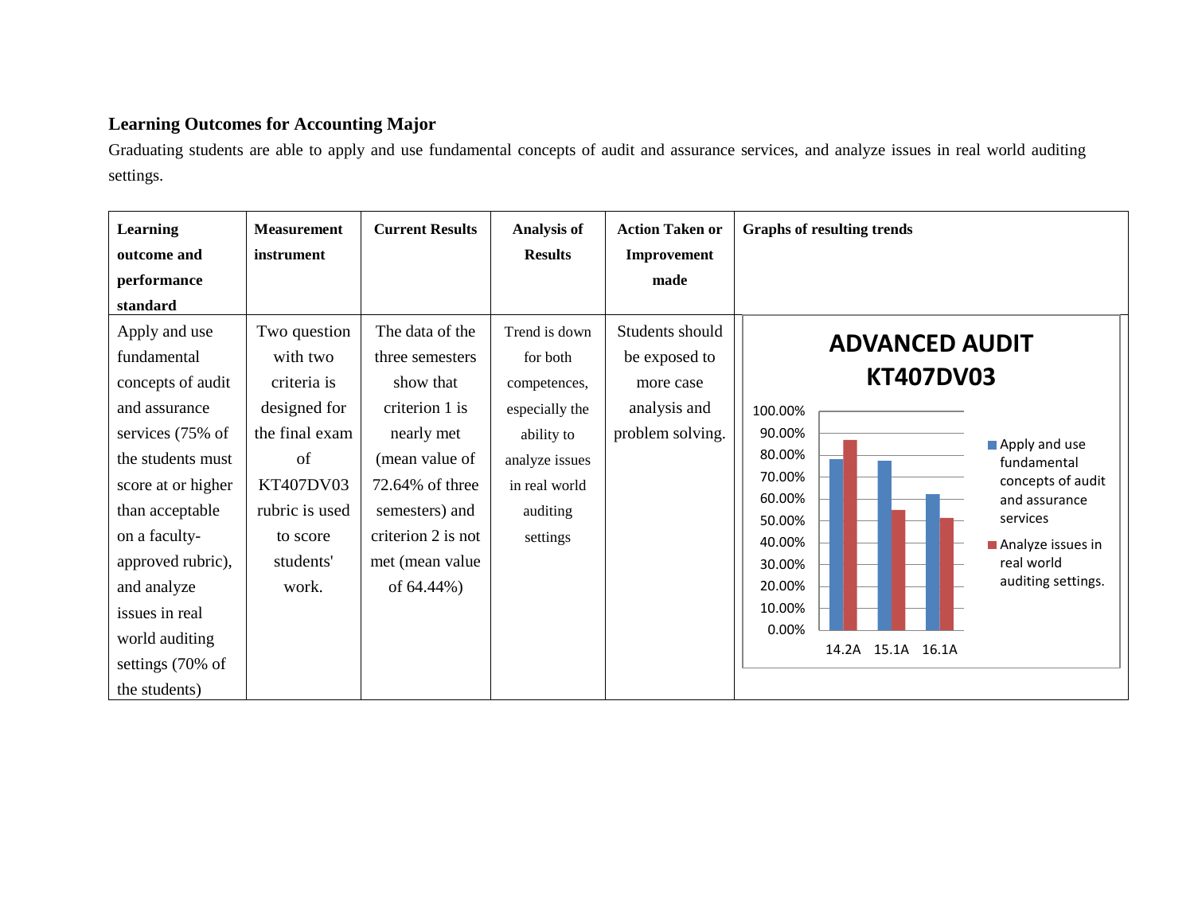**Learning Outcomes for Accounting Major**

Graduating students are able to apply and use fundamental concepts of audit and assurance services, and analyze issues in real world auditing settings.

| Learning outcome and performance standard | Measurement instrument | Current Results | Analysis of Results | Action Taken or Improvement made | Graphs of resulting trends |
|---|---|---|---|---|---|
| Apply and use fundamental concepts of audit and assurance services (75% of the students must score at or higher than acceptable on a faculty-approved rubric), and analyze issues in real world auditing settings (70% of the students) | Two question with two criteria is designed for the final exam of KT407DV03 rubric is used to score students' work. | The data of the three semesters show that criterion 1 is nearly met (mean value of 72.64% of three semesters) and criterion 2 is not met (mean value of 64.44%) | Trend is down for both competences, especially the ability to analyze issues in real world auditing settings | Students should be exposed to more case analysis and problem solving. | ADVANCED AUDIT KT407DV03 (bar chart: Apply and use fundamental concepts of audit and assurance services; Analyze issues in real world auditing settings; semesters 14.2A, 15.1A, 16.1A; axis 0.00%–100.00%) |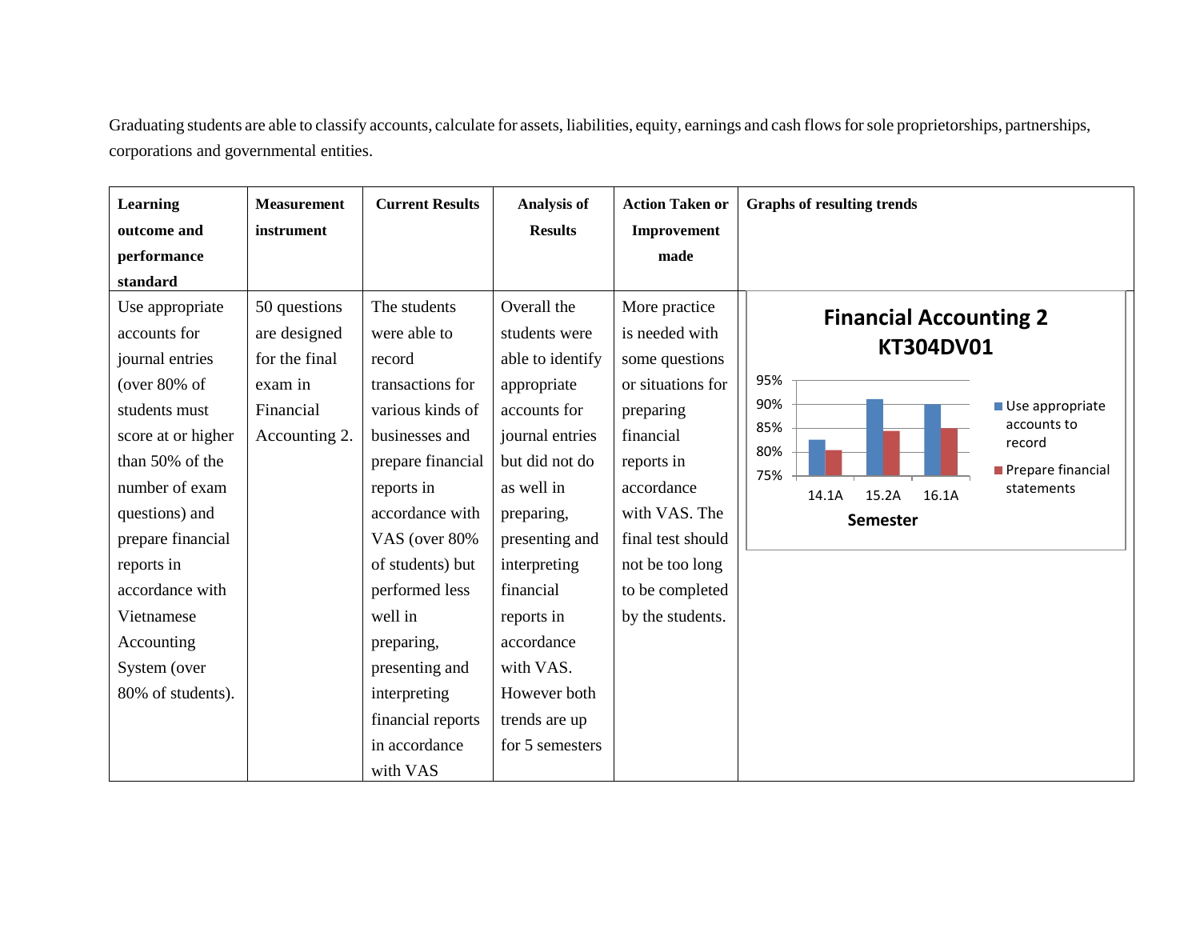Graduating students are able to classify accounts, calculate for assets, liabilities, equity, earnings and cash flows for sole proprietorships, partnerships, corporations and governmental entities.

| Learning outcome and performance standard | Measurement instrument | Current Results | Analysis of Results | Action Taken or Improvement made | Graphs of resulting trends |
|---|---|---|---|---|---|
| Use appropriate accounts for journal entries (over 80% of students must score at or higher than 50% of the number of exam questions) and prepare financial reports in accordance with Vietnamese Accounting System (over 80% of students). | 50 questions are designed for the final exam in Financial Accounting 2. | The students were able to record transactions for various kinds of businesses and prepare financial reports in accordance with VAS (over 80% of students) but performed less well in preparing, presenting and interpreting financial reports in accordance with VAS | Overall the students were able to identify appropriate accounts for journal entries but did not do as well in preparing, presenting and interpreting financial reports in accordance with VAS. However both trends are up for 5 semesters | More practice is needed with some questions or situations for preparing financial reports in accordance with VAS. The final test should not be too long to be completed by the students. | **Financial Accounting 2 KT304DV01**<br>Y-axis: 75%–95%; X-axis: Semester (14.1A, 15.2A, 16.1A)<br>Legend: Use appropriate accounts to record; Prepare financial statements |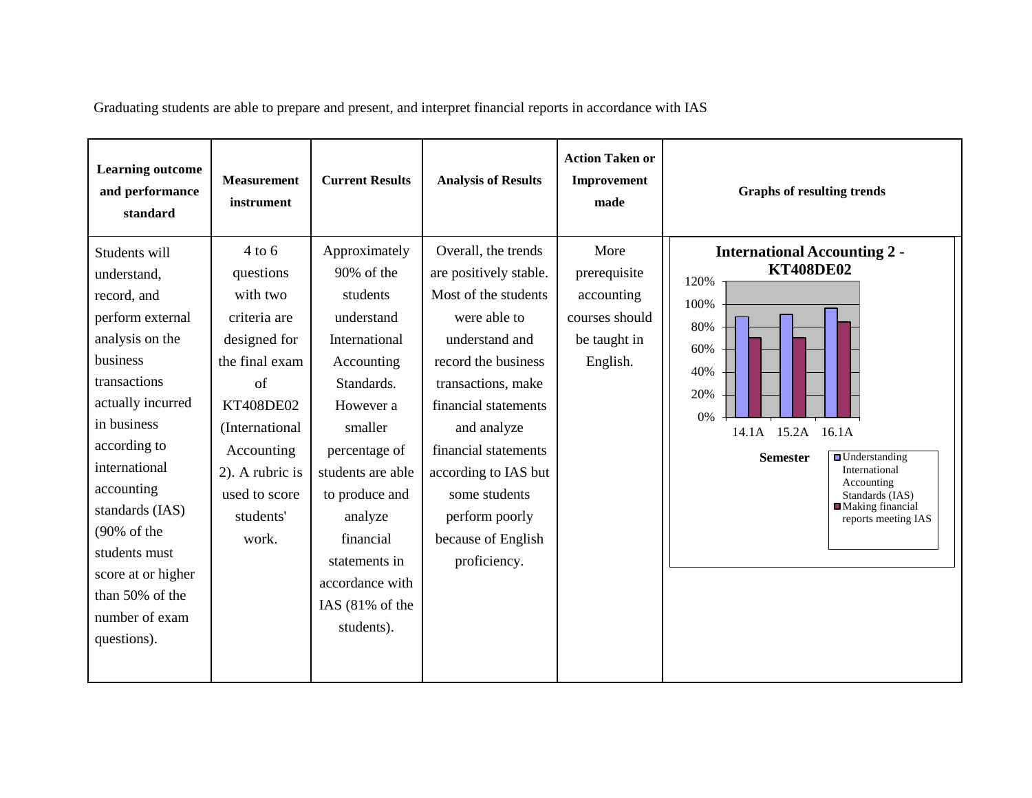Graduating students are able to prepare and present, and interpret financial reports in accordance with IAS

| Learning outcome and performance standard | Measurement instrument | Current Results | Analysis of Results | Action Taken or Improvement made | Graphs of resulting trends |
|---|---|---|---|---|---|
| Students will understand, record, and perform external analysis on the business transactions actually incurred in business according to international accounting standards (IAS) (90% of the students must score at or higher than 50% of the number of exam questions). | 4 to 6 questions with two criteria are designed for the final exam of KT408DE02 (International Accounting 2). A rubric is used to score students' work. | Approximately 90% of the students understand International Accounting Standards. However a smaller percentage of students are able to produce and analyze financial statements in accordance with IAS (81% of the students). | Overall, the trends are positively stable. Most of the students were able to understand and record the business transactions, make financial statements and analyze financial statements according to IAS but some students perform poorly because of English proficiency. | More prerequisite accounting courses should be taught in English. | International Accounting 2 - KT408DE02 (bar chart; y-axis 0%–120%; x-axis Semester: 14.1A, 15.2A, 16.1A; legend: Understanding International Accounting Standards (IAS); Making financial reports meeting IAS) |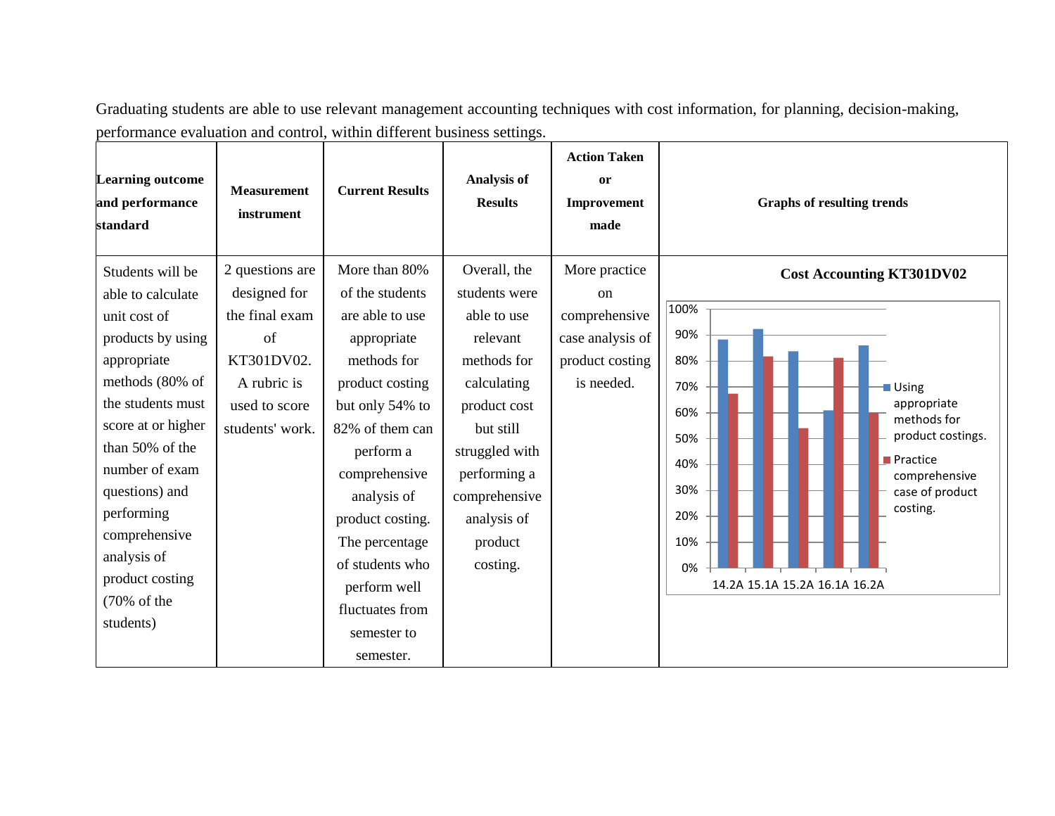Graduating students are able to use relevant management accounting techniques with cost information, for planning, decision-making, performance evaluation and control, within different business settings.

| Learning outcome and performance standard | Measurement instrument | Current Results | Analysis of Results | Action Taken or Improvement made | Graphs of resulting trends |
|---|---|---|---|---|---|
| Students will be able to calculate unit cost of products by using appropriate methods (80% of the students must score at or higher than 50% of the number of exam questions) and performing comprehensive analysis of product costing (70% of the students) | 2 questions are designed for the final exam of KT301DV02. A rubric is used to score students' work. | More than 80% of the students are able to use appropriate methods for product costing but only 54% to 82% of them can perform a comprehensive analysis of product costing. The percentage of students who perform well fluctuates from semester to semester. | Overall, the students were able to use relevant methods for calculating product cost but still struggled with performing a comprehensive analysis of product costing. | More practice on comprehensive case analysis of product costing is needed. | **Cost Accounting KT301DV02** (bar chart, 0%–100%; semesters 14.2A, 15.1A, 15.2A, 16.1A, 16.2A; series: Using appropriate methods for product costings.; Practice comprehensive case of product costing.) |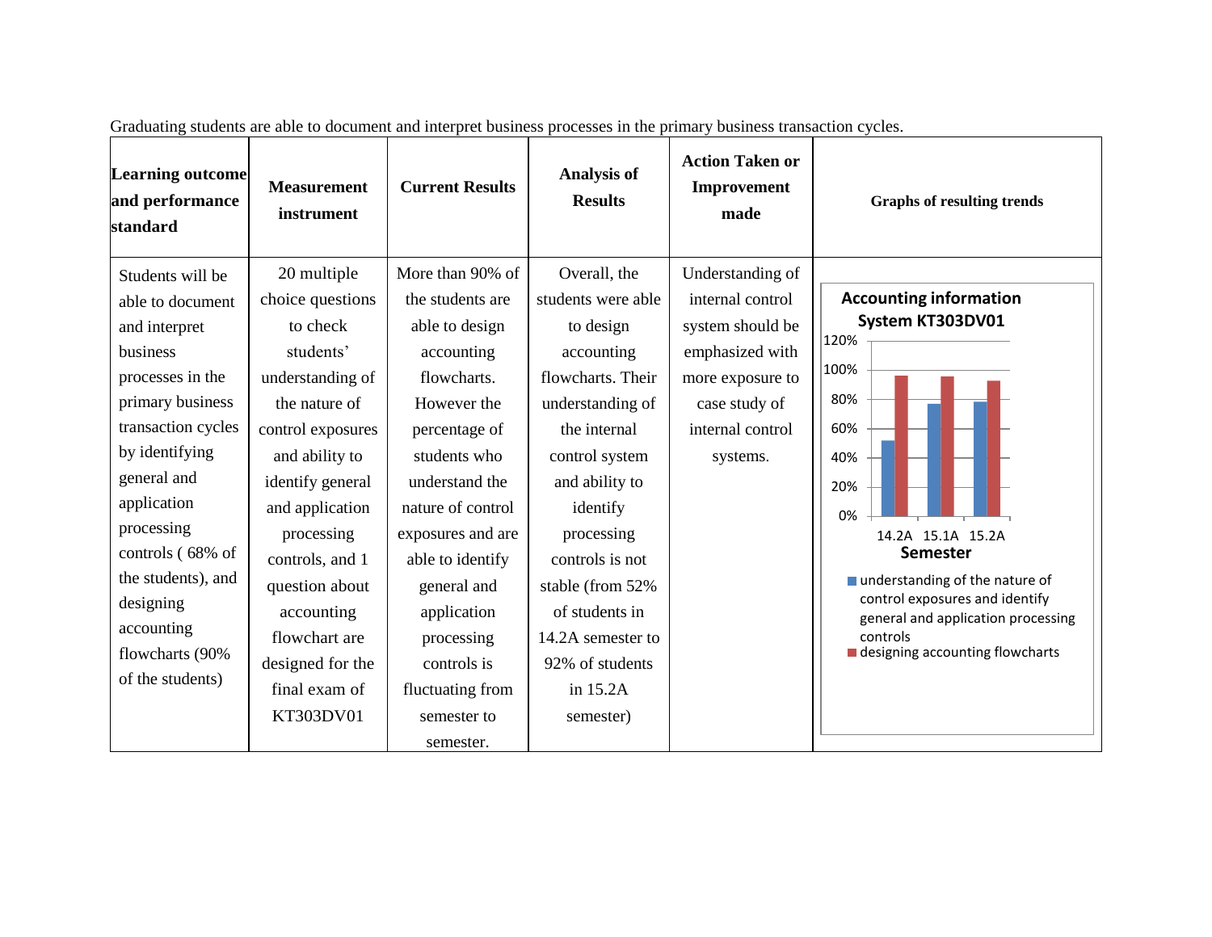Graduating students are able to document and interpret business processes in the primary business transaction cycles.

| Learning outcome and performance standard | Measurement instrument | Current Results | Analysis of Results | Action Taken or Improvement made | Graphs of resulting trends |
|---|---|---|---|---|---|
| Students will be able to document and interpret business processes in the primary business transaction cycles by identifying general and application processing controls ( 68% of the students), and designing accounting flowcharts (90% of the students) | 20 multiple choice questions to check students' understanding of the nature of control exposures and ability to identify general and application processing controls, and 1 question about accounting flowchart are designed for the final exam of KT303DV01 | More than 90% of the students are able to design accounting flowcharts. However the percentage of students who understand the nature of control exposures and are able to identify general and application processing controls is fluctuating from semester to semester. | Overall, the students were able to design accounting flowcharts. Their understanding of the internal control system and ability to identify processing controls is not stable (from 52% of students in 14.2A semester to 92% of students in 15.2A semester) | Understanding of internal control system should be emphasized with more exposure to case study of internal control systems. | **Accounting information System KT303DV01**<br>Semester: 14.2A, 15.1A, 15.2A<br>Y-axis: 0%–120%<br>■ understanding of the nature of control exposures and identify general and application processing controls<br>■ designing accounting flowcharts |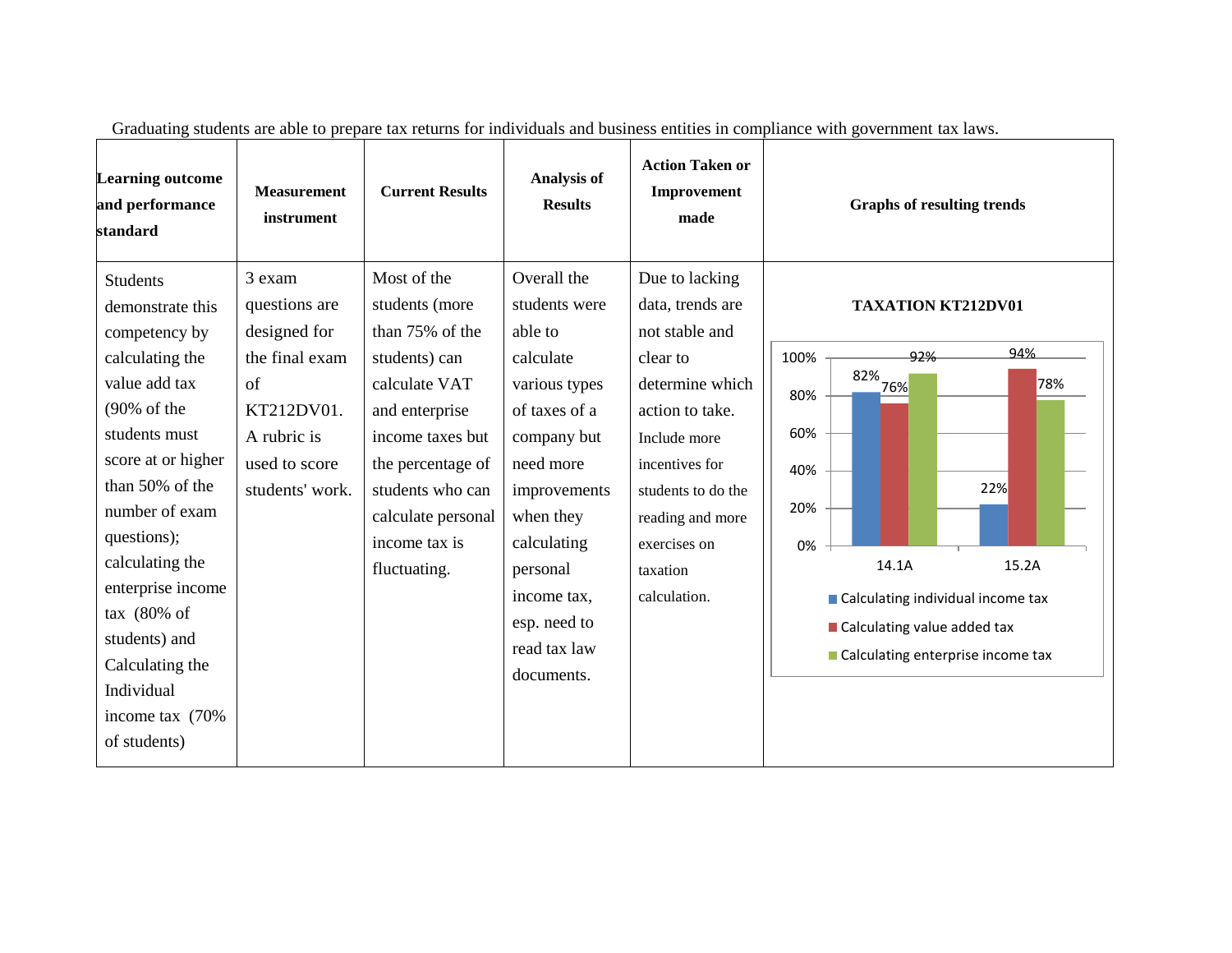Graduating students are able to prepare tax returns for individuals and business entities in compliance with government tax laws.

| Learning outcome and performance standard | Measurement instrument | Current Results | Analysis of Results | Action Taken or Improvement made | Graphs of resulting trends |
|---|---|---|---|---|---|
| Students demonstrate this competency by calculating the value add tax (90% of the students must score at or higher than 50% of the number of exam questions); calculating the enterprise income tax (80% of students) and Calculating the Individual income tax (70% of students) | 3 exam questions are designed for the final exam of KT212DV01. A rubric is used to score students' work. | Most of the students (more than 75% of the students) can calculate VAT and enterprise income taxes but the percentage of students who can calculate personal income tax is fluctuating. | Overall the students were able to calculate various types of taxes of a company but need more improvements when they calculating personal income tax, esp. need to read tax law documents. | Due to lacking data, trends are not stable and clear to determine which action to take. Include more incentives for students to do the reading and more exercises on taxation calculation. | **TAXATION KT212DV01**<br>14.1A: Calculating individual income tax 82%, Calculating value added tax 76%, Calculating enterprise income tax 92%<br>15.2A: Calculating individual income tax 22%, Calculating value added tax 94%, Calculating enterprise income tax 78% |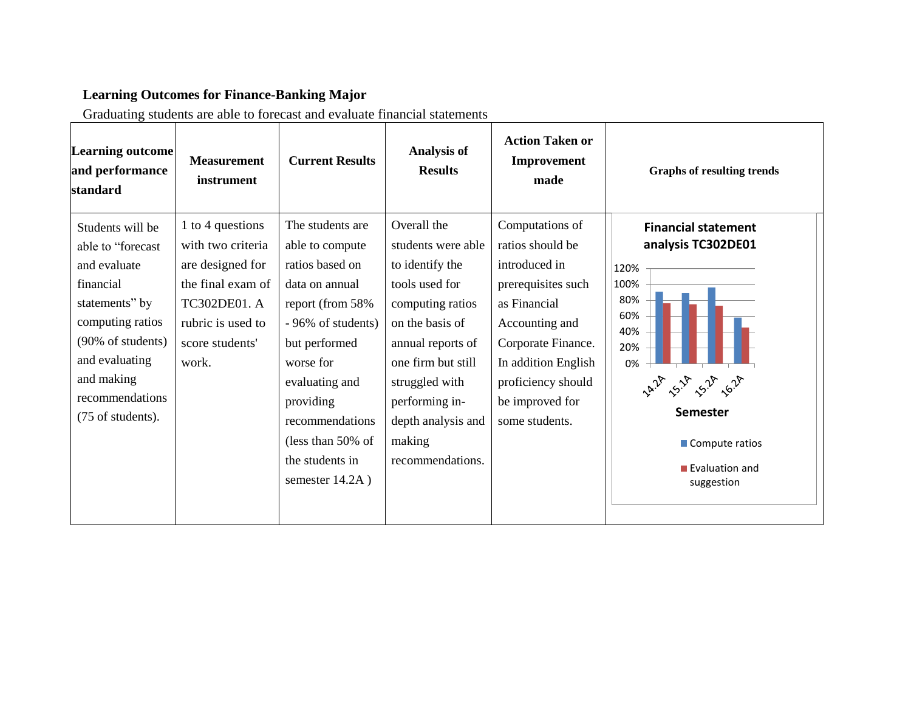**Learning Outcomes for Finance-Banking Major**

Graduating students are able to forecast and evaluate financial statements

| Learning outcome and performance standard | Measurement instrument | Current Results | Analysis of Results | Action Taken or Improvement made | Graphs of resulting trends |
|---|---|---|---|---|---|
| Students will be able to "forecast and evaluate financial statements" by computing ratios (90% of students) and evaluating and making recommendations (75 of students). | 1 to 4 questions with two criteria are designed for the final exam of TC302DE01. A rubric is used to score students' work. | The students are able to compute ratios based on data on annual report (from 58% - 96% of students) but performed worse for evaluating and providing recommendations (less than 50% of the students in semester 14.2A ) | Overall the students were able to identify the tools used for computing ratios on the basis of annual reports of one firm but still struggled with performing in-depth analysis and making recommendations. | Computations of ratios should be introduced in prerequisites such as Financial Accounting and Corporate Finance. In addition English proficiency should be improved for some students. | **Financial statement analysis TC302DE01** (bar chart: y-axis 0%–120%; x-axis Semester: 14.2A, 15.1A, 15.2A, 16.2A; series: Compute ratios, Evaluation and suggestion) |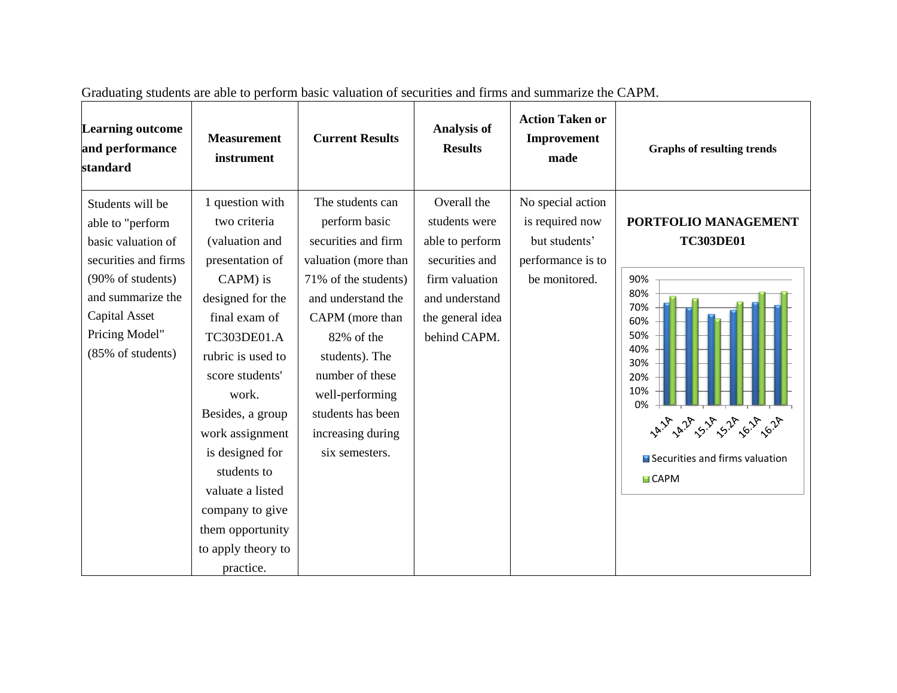Graduating students are able to perform basic valuation of securities and firms and summarize the CAPM.

| Learning outcome and performance standard | Measurement instrument | Current Results | Analysis of Results | Action Taken or Improvement made | Graphs of resulting trends |
|---|---|---|---|---|---|
| Students will be able to "perform basic valuation of securities and firms (90% of students) and summarize the Capital Asset Pricing Model" (85% of students) | 1 question with two criteria (valuation and presentation of CAPM) is designed for the final exam of TC303DE01.A rubric is used to score students' work. Besides, a group work assignment is designed for students to valuate a listed company to give them opportunity to apply theory to practice. | The students can perform basic securities and firm valuation (more than 71% of the students) and understand the CAPM (more than 82% of the students). The number of these well-performing students has been increasing during six semesters. | Overall the students were able to perform securities and firm valuation and understand the general idea behind CAPM. | No special action is required now but students' performance is to be monitored. | **PORTFOLIO MANAGEMENT TC303DE01** (chart: 0%–90%; 14.1A, 14.2A, 15.1A, 15.2A, 16.1A, 16.2A; Securities and firms valuation; CAPM) |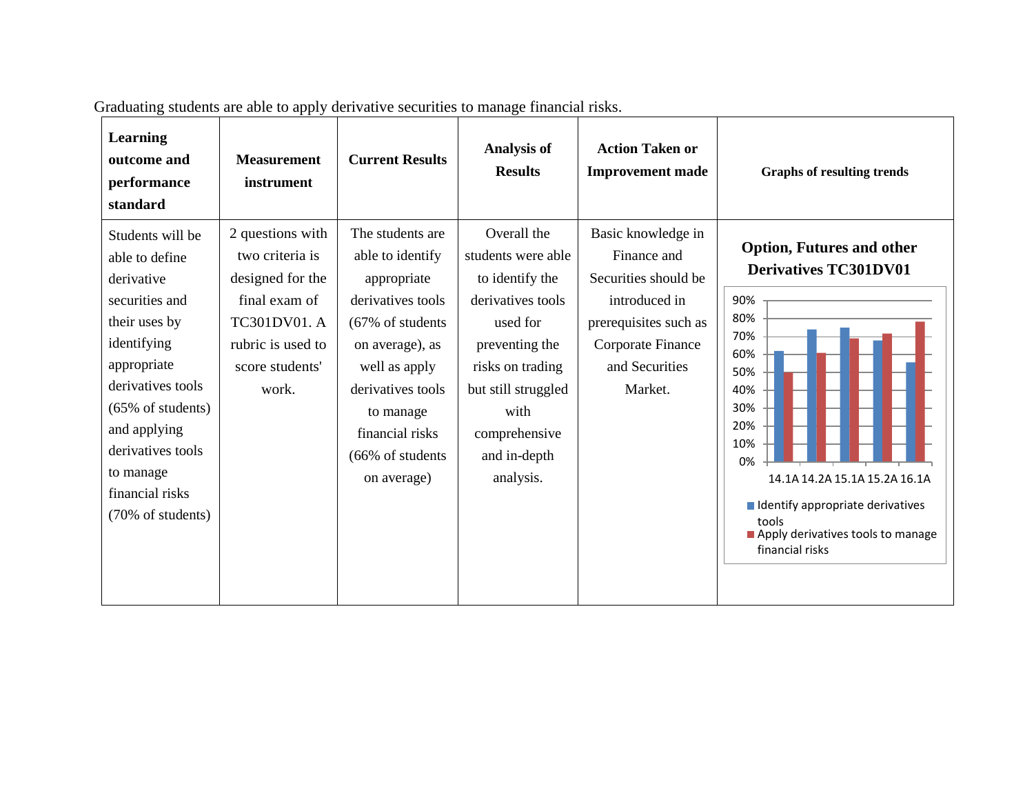Graduating students are able to apply derivative securities to manage financial risks.

| Learning outcome and performance standard | Measurement instrument | Current Results | Analysis of Results | Action Taken or Improvement made | Graphs of resulting trends |
|---|---|---|---|---|---|
| Students will be able to define derivative securities and their uses by identifying appropriate derivatives tools (65% of students) and applying derivatives tools to manage financial risks (70% of students) | 2 questions with two criteria is designed for the final exam of TC301DV01. A rubric is used to score students' work. | The students are able to identify appropriate derivatives tools (67% of students on average), as well as apply derivatives tools to manage financial risks (66% of students on average) | Overall the students were able to identify the derivatives tools used for preventing the risks on trading but still struggled with comprehensive and in-depth analysis. | Basic knowledge in Finance and Securities should be introduced in prerequisites such as Corporate Finance and Securities Market. | **Option, Futures and other Derivatives TC301DV01** (bar chart, 0%–90%, for 14.1A, 14.2A, 15.1A, 15.2A, 16.1A; series: Identify appropriate derivatives tools; Apply derivatives tools to manage financial risks) |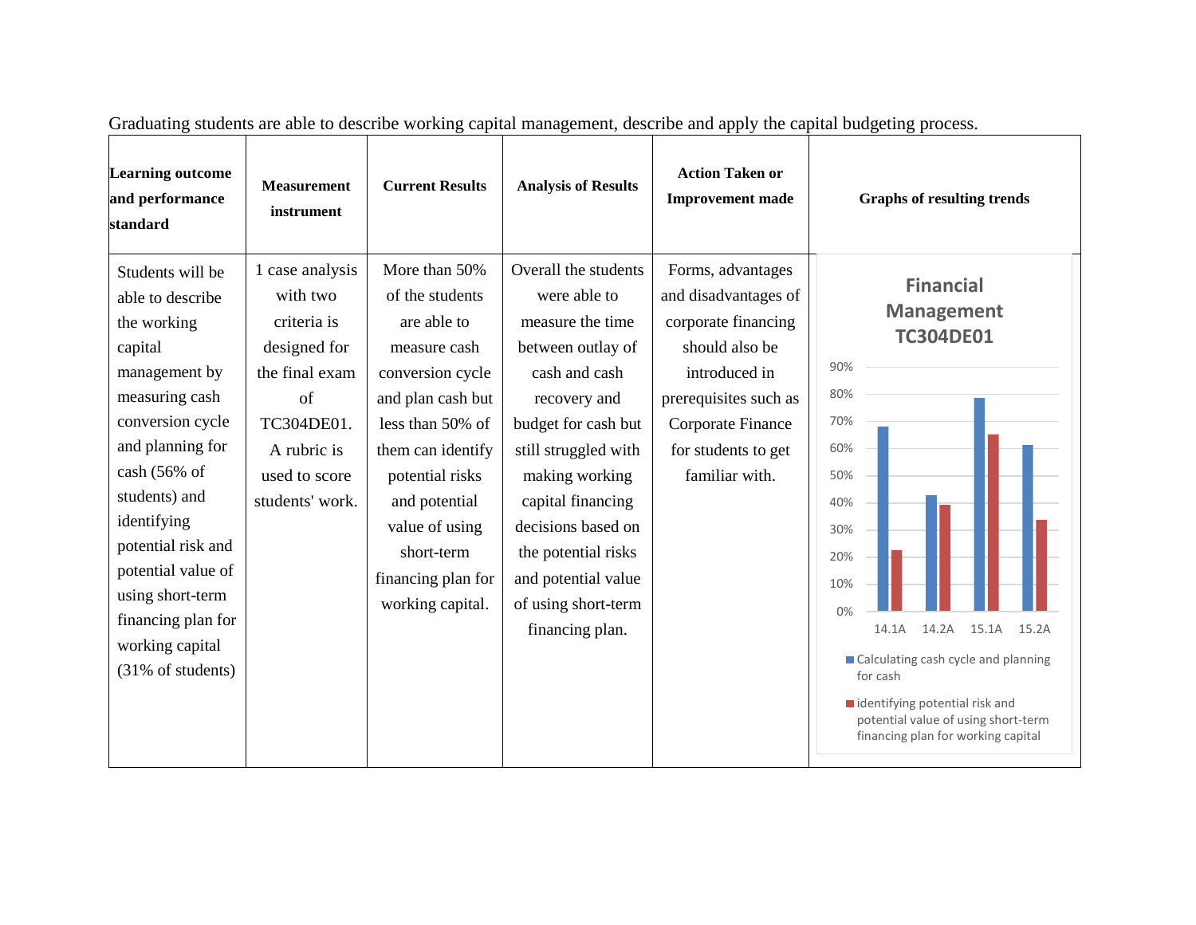Graduating students are able to describe working capital management, describe and apply the capital budgeting process.

| Learning outcome and performance standard | Measurement instrument | Current Results | Analysis of Results | Action Taken or Improvement made | Graphs of resulting trends |
|---|---|---|---|---|---|
| Students will be able to describe the working capital management by measuring cash conversion cycle and planning for cash (56% of students) and identifying potential risk and potential value of using short-term financing plan for working capital (31% of students) | 1 case analysis with two criteria is designed for the final exam of TC304DE01. A rubric is used to score students' work. | More than 50% of the students are able to measure cash conversion cycle and plan cash but less than 50% of them can identify potential risks and potential value of using short-term financing plan for working capital. | Overall the students were able to measure the time between outlay of cash and cash recovery and budget for cash but still struggled with making working capital financing decisions based on the potential risks and potential value of using short-term financing plan. | Forms, advantages and disadvantages of corporate financing should also be introduced in prerequisites such as Corporate Finance for students to get familiar with. | **Financial Management TC304DE01**<br>Y-axis: 0%–90%<br>X-axis: 14.1A, 14.2A, 15.1A, 15.2A<br>■ Calculating cash cycle and planning for cash<br>■ identifying potential risk and potential value of using short-term financing plan for working capital |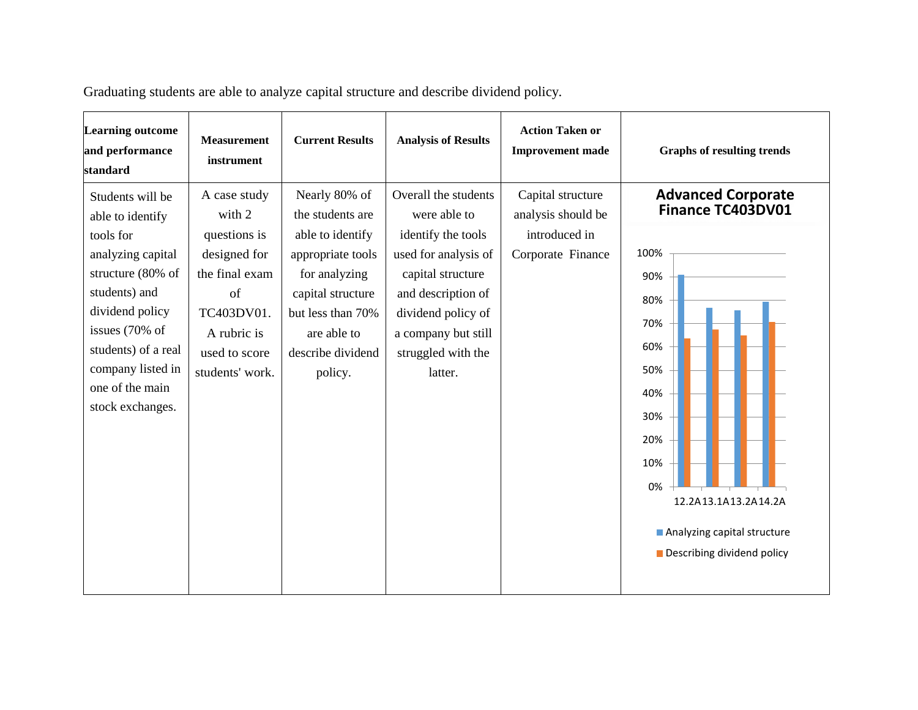Graduating students are able to analyze capital structure and describe dividend policy.

| Learning outcome and performance standard | Measurement instrument | Current Results | Analysis of Results | Action Taken or Improvement made | Graphs of resulting trends |
|---|---|---|---|---|---|
| Students will be able to identify tools for analyzing capital structure (80% of students) and dividend policy issues (70% of students) of a real company listed in one of the main stock exchanges. | A case study with 2 questions is designed for the final exam of TC403DV01. A rubric is used to score students' work. | Nearly 80% of the students are able to identify appropriate tools for analyzing capital structure but less than 70% are able to describe dividend policy. | Overall the students were able to identify the tools used for analysis of capital structure and description of dividend policy of a company but still struggled with the latter. | Capital structure analysis should be introduced in Corporate Finance | **Advanced Corporate Finance TC403DV01** (bar chart: 12.2A, 13.1A, 13.2A, 14.2A; legend: Analyzing capital structure, Describing dividend policy) |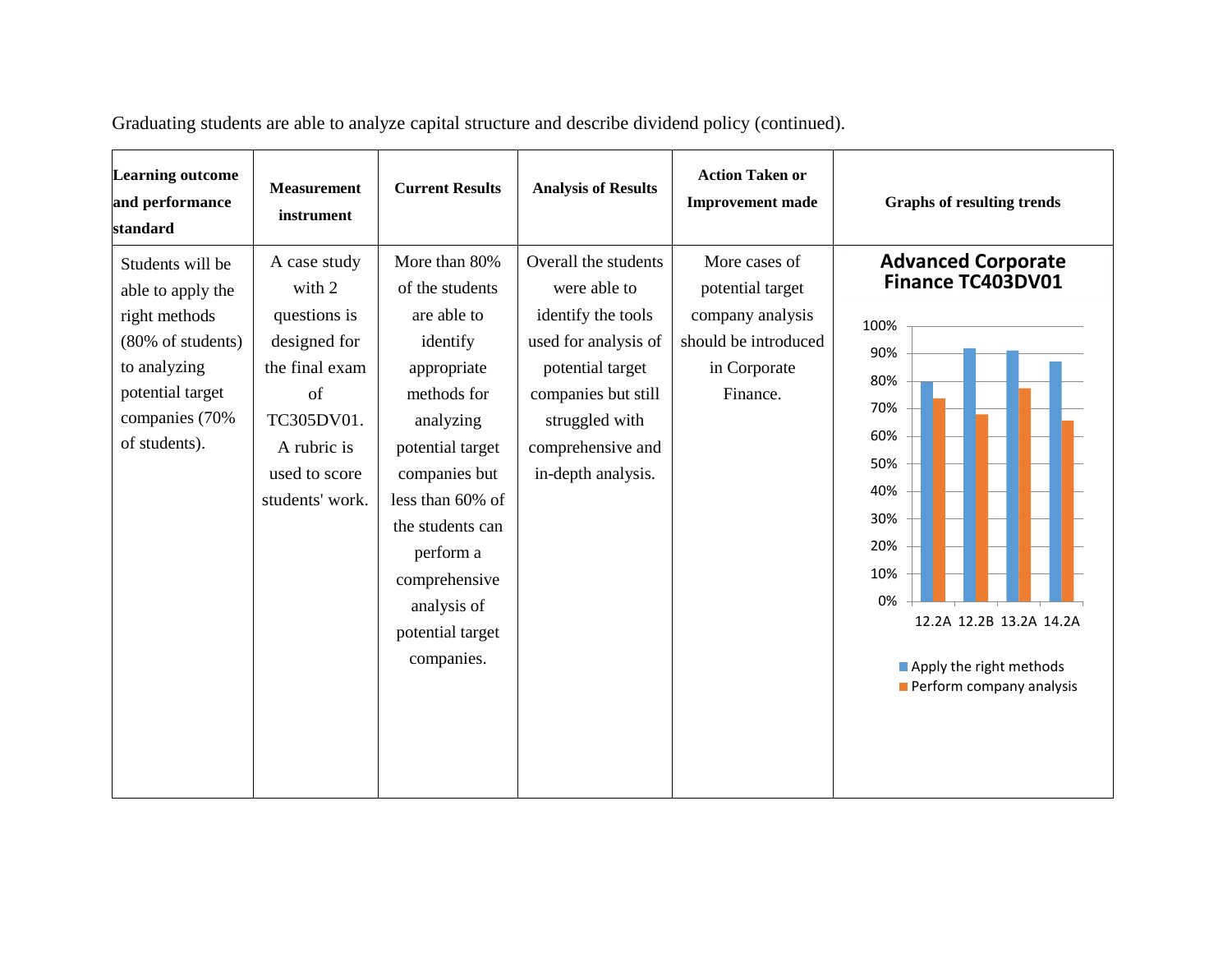Graduating students are able to analyze capital structure and describe dividend policy (continued).

| Learning outcome and performance standard | Measurement instrument | Current Results | Analysis of Results | Action Taken or Improvement made | Graphs of resulting trends |
|---|---|---|---|---|---|
| Students will be able to apply the right methods (80% of students) to analyzing potential target companies (70% of students). | A case study with 2 questions is designed for the final exam of TC305DV01. A rubric is used to score students' work. | More than 80% of the students are able to identify appropriate methods for analyzing potential target companies but less than 60% of the students can perform a comprehensive analysis of potential target companies. | Overall the students were able to identify the tools used for analysis of potential target companies but still struggled with comprehensive and in-depth analysis. | More cases of potential target company analysis should be introduced in Corporate Finance. | **Advanced Corporate Finance TC403DV01**<br>100%<br>90%<br>80%<br>70%<br>60%<br>50%<br>40%<br>30%<br>20%<br>10%<br>0%<br>12.2A 12.2B 13.2A 14.2A<br>Apply the right methods<br>Perform company analysis |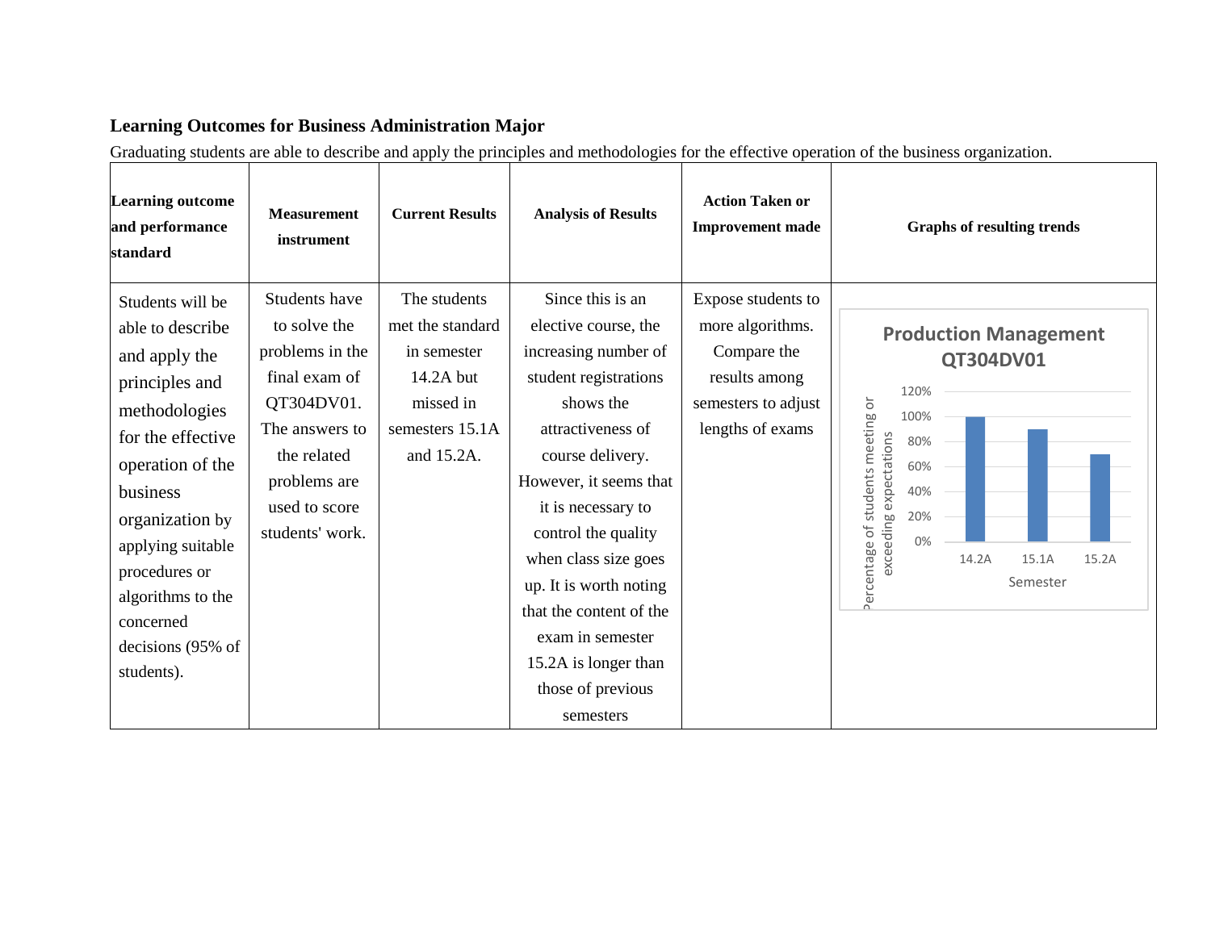**Learning Outcomes for Business Administration Major**

Graduating students are able to describe and apply the principles and methodologies for the effective operation of the business organization.

| Learning outcome and performance standard | Measurement instrument | Current Results | Analysis of Results | Action Taken or Improvement made | Graphs of resulting trends |
|---|---|---|---|---|---|
| Students will be able to describe and apply the principles and methodologies for the effective operation of the business organization by applying suitable procedures or algorithms to the concerned decisions (95% of students). | Students have to solve the problems in the final exam of QT304DV01. The answers to the related problems are used to score students' work. | The students met the standard in semester 14.2A but missed in semesters 15.1A and 15.2A. | Since this is an elective course, the increasing number of student registrations shows the attractiveness of course delivery. However, it seems that it is necessary to control the quality when class size goes up. It is worth noting that the content of the exam in semester 15.2A is longer than those of previous semesters | Expose students to more algorithms. Compare the results among semesters to adjust lengths of exams | **Production Management QT304DV01** (y-axis: Percentage of students meeting or exceeding expectations, 0%–120%; x-axis: Semester) 14.2A: 100%; 15.1A: 90%; 15.2A: 70% |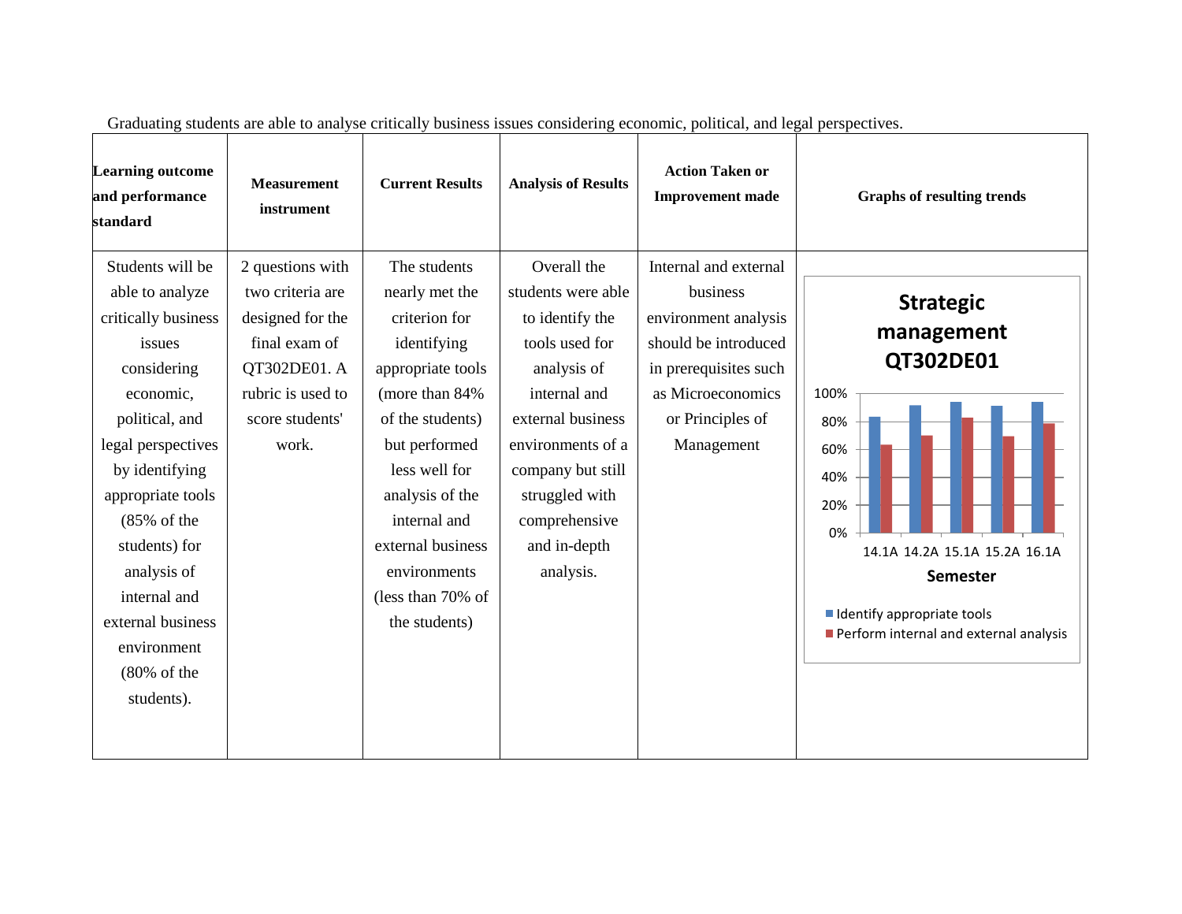Graduating students are able to analyse critically business issues considering economic, political, and legal perspectives.

| Learning outcome and performance standard | Measurement instrument | Current Results | Analysis of Results | Action Taken or Improvement made | Graphs of resulting trends |
|---|---|---|---|---|---|
| Students will be able to analyze critically business issues considering economic, political, and legal perspectives by identifying appropriate tools (85% of the students) for analysis of internal and external business environment (80% of the students). | 2 questions with two criteria are designed for the final exam of QT302DE01. A rubric is used to score students' work. | The students nearly met the criterion for identifying appropriate tools (more than 84% of the students) but performed less well for analysis of the internal and external business environments (less than 70% of the students) | Overall the students were able to identify the tools used for analysis of internal and external business environments of a company but still struggled with comprehensive and in-depth analysis. | Internal and external business environment analysis should be introduced in prerequisites such as Microeconomics or Principles of Management | **Strategic management QT302DE01**<br>Semester: 14.1A, 14.2A, 15.1A, 15.2A, 16.1A<br>Identify appropriate tools; Perform internal and external analysis<br>0%, 20%, 40%, 60%, 80%, 100% |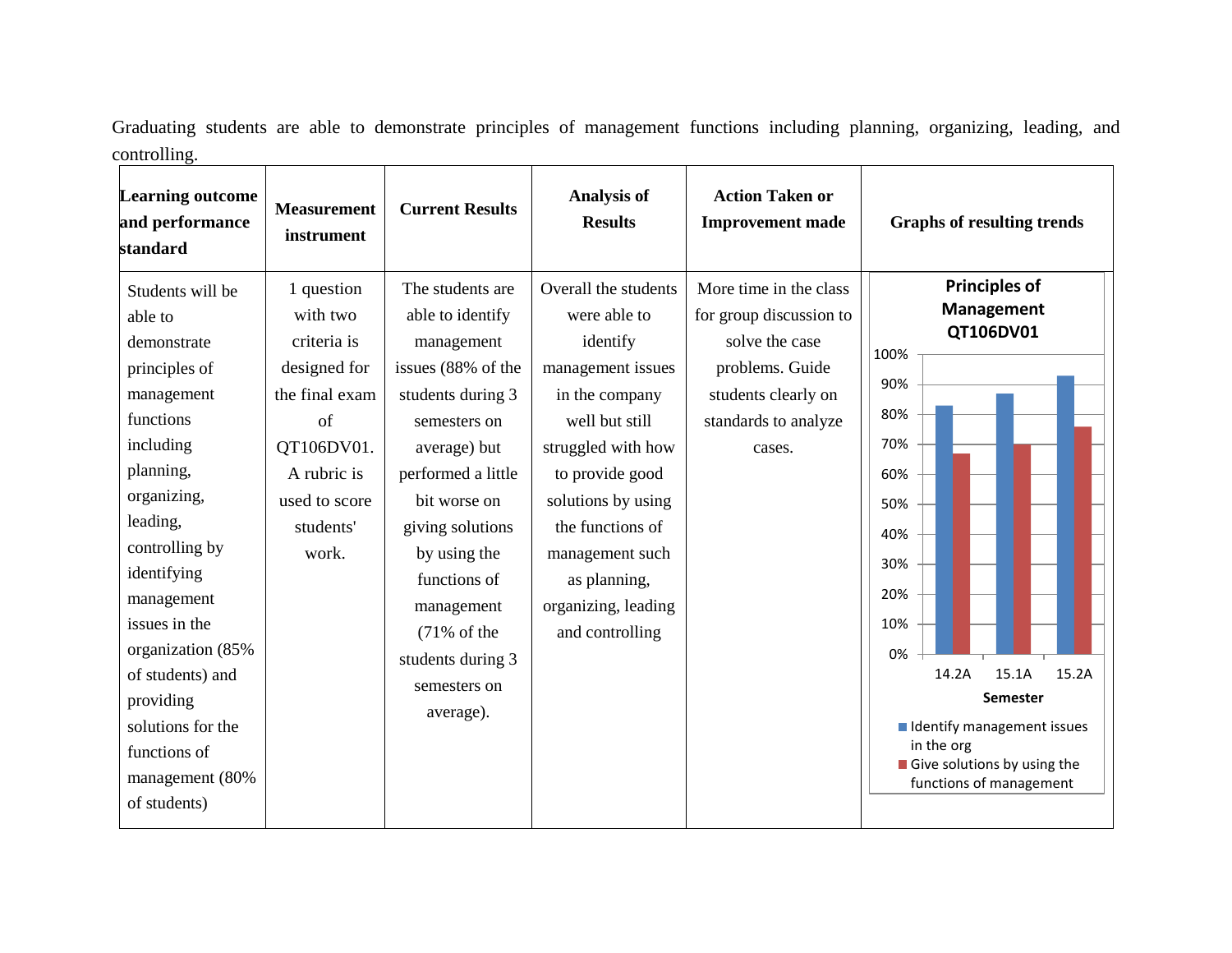Graduating students are able to demonstrate principles of management functions including planning, organizing, leading, and controlling.

| Learning outcome and performance standard | Measurement instrument | Current Results | Analysis of Results | Action Taken or Improvement made | Graphs of resulting trends |
|---|---|---|---|---|---|
| Students will be able to demonstrate principles of management functions including planning, organizing, leading, controlling by identifying management issues in the organization (85% of students) and providing solutions for the functions of management (80% of students) | 1 question with two criteria is designed for the final exam of QT106DV01. A rubric is used to score students' work. | The students are able to identify management issues (88% of the students during 3 semesters on average) but performed a little bit worse on giving solutions by using the functions of management (71% of the students during 3 semesters on average). | Overall the students were able to identify management issues in the company well but still struggled with how to provide good solutions by using the functions of management such as planning, organizing, leading and controlling | More time in the class for group discussion to solve the case problems. Guide students clearly on standards to analyze cases. | **Principles of Management QT106DV01** (chart: Semester 14.2A, 15.1A, 15.2A; Identify management issues in the org; Give solutions by using the functions of management) |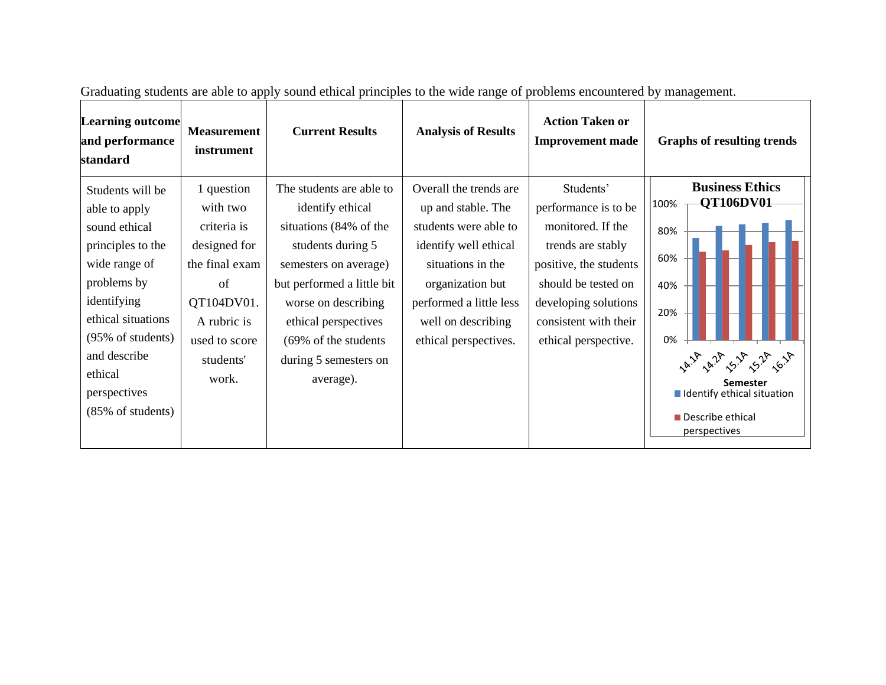Graduating students are able to apply sound ethical principles to the wide range of problems encountered by management.

| Learning outcome and performance standard | Measurement instrument | Current Results | Analysis of Results | Action Taken or Improvement made | Graphs of resulting trends |
|---|---|---|---|---|---|
| Students will be able to apply sound ethical principles to the wide range of problems by identifying ethical situations (95% of students) and describe ethical perspectives (85% of students) | 1 question with two criteria is designed for the final exam of QT104DV01. A rubric is used to score students' work. | The students are able to identify ethical situations (84% of the students during 5 semesters on average) but performed a little bit worse on describing ethical perspectives (69% of the students during 5 semesters on average). | Overall the trends are up and stable. The students were able to identify well ethical situations in the organization but performed a little less well on describing ethical perspectives. | Students' performance is to be monitored. If the trends are stably positive, the students should be tested on developing solutions consistent with their ethical perspective. | Business Ethics QT106DV01 (bar chart: Identify ethical situation / Describe ethical perspectives by Semester 14.1A, 14.2A, 15.1A, 15.2A, 16.1A; y-axis 0%–100%) |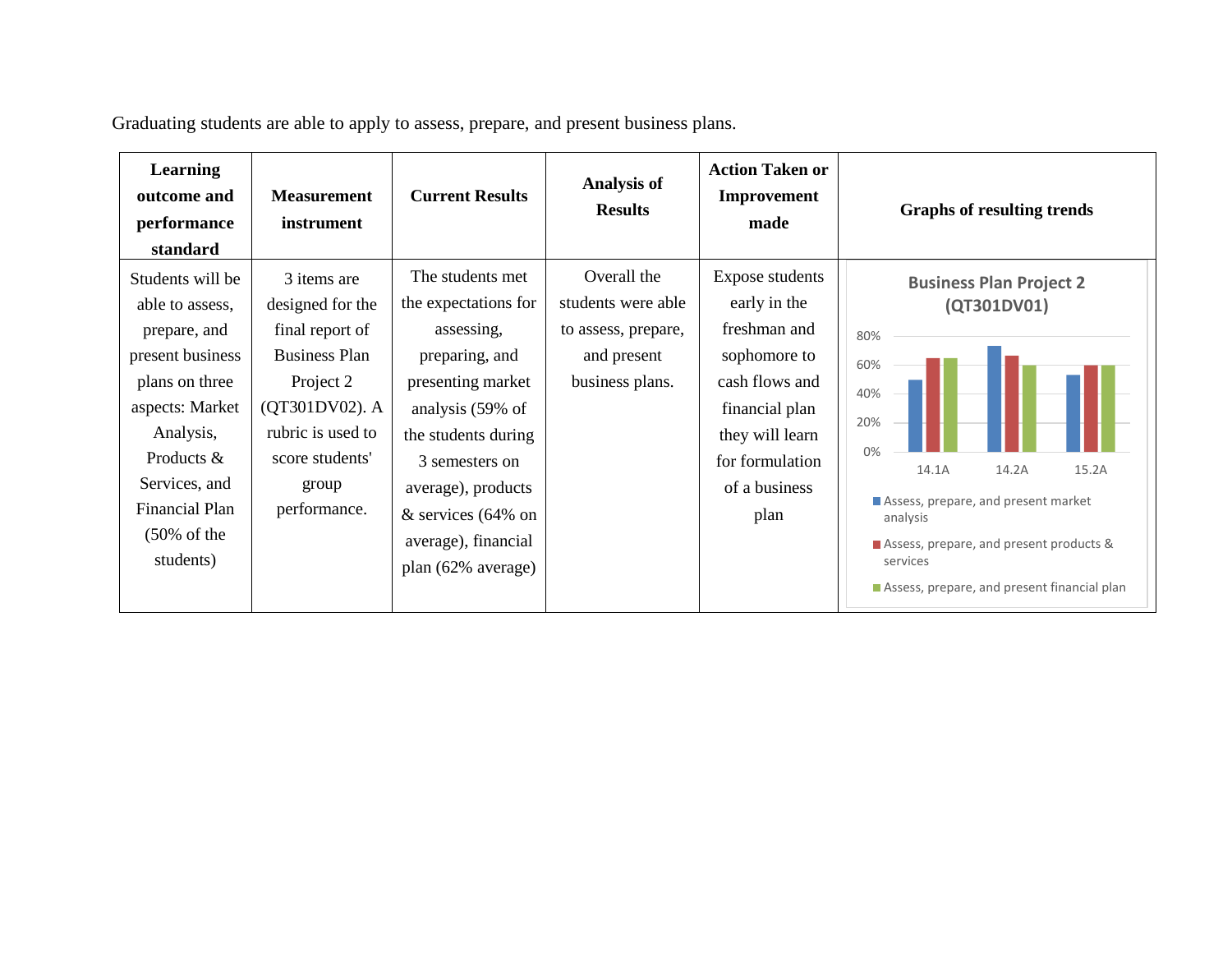Graduating students are able to apply to assess, prepare, and present business plans.

| Learning outcome and performance standard | Measurement instrument | Current Results | Analysis of Results | Action Taken or Improvement made | Graphs of resulting trends |
|---|---|---|---|---|---|
| Students will be able to assess, prepare, and present business plans on three aspects: Market Analysis, Products & Services, and Financial Plan (50% of the students) | 3 items are designed for the final report of Business Plan Project 2 (QT301DV02). A rubric is used to score students' group performance. | The students met the expectations for assessing, preparing, and presenting market analysis (59% of the students during 3 semesters on average), products & services (64% on average), financial plan (62% average) | Overall the students were able to assess, prepare, and present business plans. | Expose students early in the freshman and sophomore to cash flows and financial plan they will learn for formulation of a business plan | **Business Plan Project 2 (QT301DV01)**<br>Bar chart, y-axis 0%–80%, semesters 14.1A, 14.2A, 15.2A.<br>Series: Assess, prepare, and present market analysis; Assess, prepare, and present products & services; Assess, prepare, and present financial plan |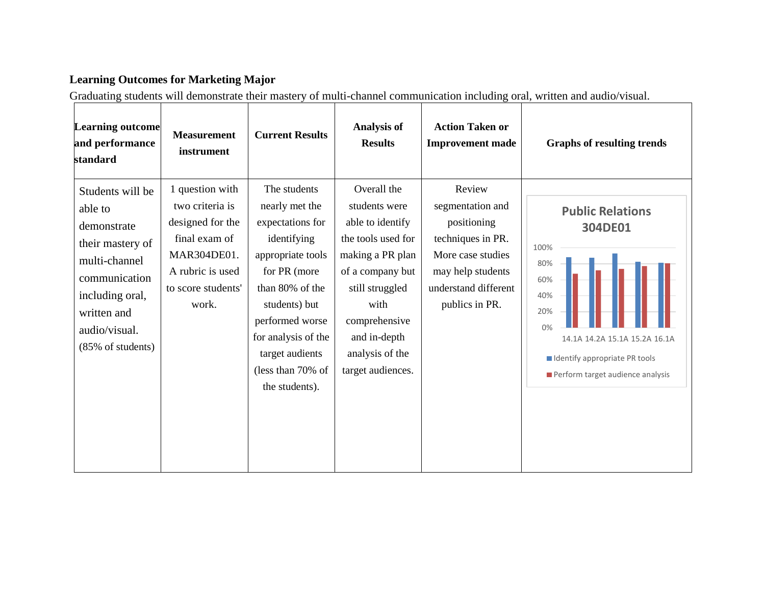**Learning Outcomes for Marketing Major**

Graduating students will demonstrate their mastery of multi-channel communication including oral, written and audio/visual.

| Learning outcome and performance standard | Measurement instrument | Current Results | Analysis of Results | Action Taken or Improvement made | Graphs of resulting trends |
|---|---|---|---|---|---|
| Students will be able to demonstrate their mastery of multi-channel communication including oral, written and audio/visual. (85% of students) | 1 question with two criteria is designed for the final exam of MAR304DE01. A rubric is used to score students' work. | The students nearly met the expectations for identifying appropriate tools for PR (more than 80% of the students) but performed worse for analysis of the target audients (less than 70% of the students). | Overall the students were able to identify the tools used for making a PR plan of a company but still struggled with comprehensive and in-depth analysis of the target audiences. | Review segmentation and positioning techniques in PR. More case studies may help students understand different publics in PR. | Public Relations 304DE01 (chart: 14.1A, 14.2A, 15.1A, 15.2A, 16.1A; series: Identify appropriate PR tools, Perform target audience analysis; axis 0%–100%) |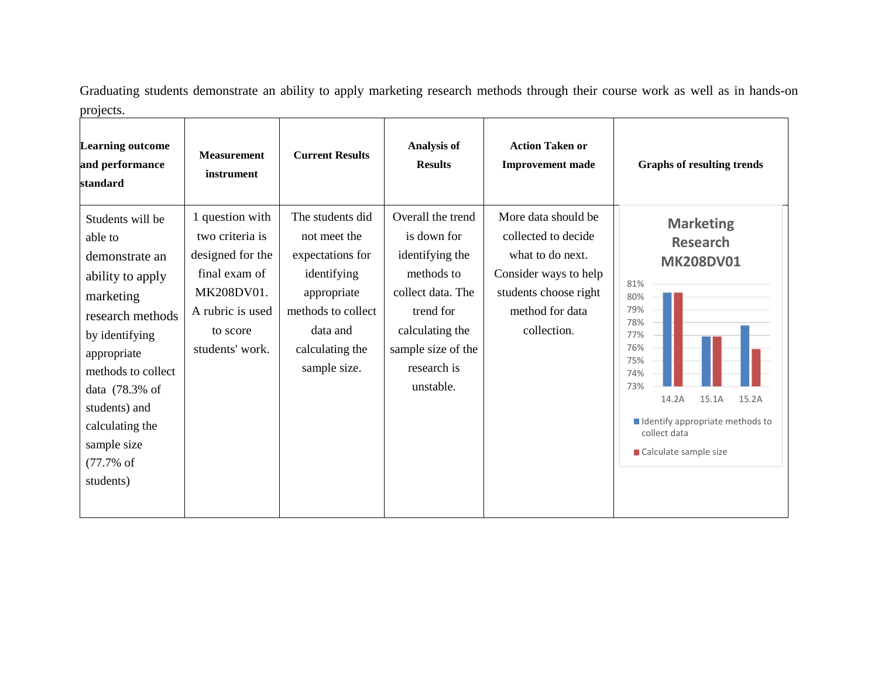Graduating students demonstrate an ability to apply marketing research methods through their course work as well as in hands-on projects.

| Learning outcome and performance standard | Measurement instrument | Current Results | Analysis of Results | Action Taken or Improvement made | Graphs of resulting trends |
|---|---|---|---|---|---|
| Students will be able to demonstrate an ability to apply marketing research methods by identifying appropriate methods to collect data (78.3% of students) and calculating the sample size (77.7% of students) | 1 question with two criteria is designed for the final exam of MK208DV01. A rubric is used to score students' work. | The students did not meet the expectations for identifying appropriate methods to collect data and calculating the sample size. | Overall the trend is down for identifying the methods to collect data. The trend for calculating the sample size of the research is unstable. | More data should be collected to decide what to do next. Consider ways to help students choose right method for data collection. | **Marketing Research MK208DV01** (bar chart: 14.2A, 15.1A, 15.2A; y-axis 73%–81%; legend: Identify appropriate methods to collect data; Calculate sample size) |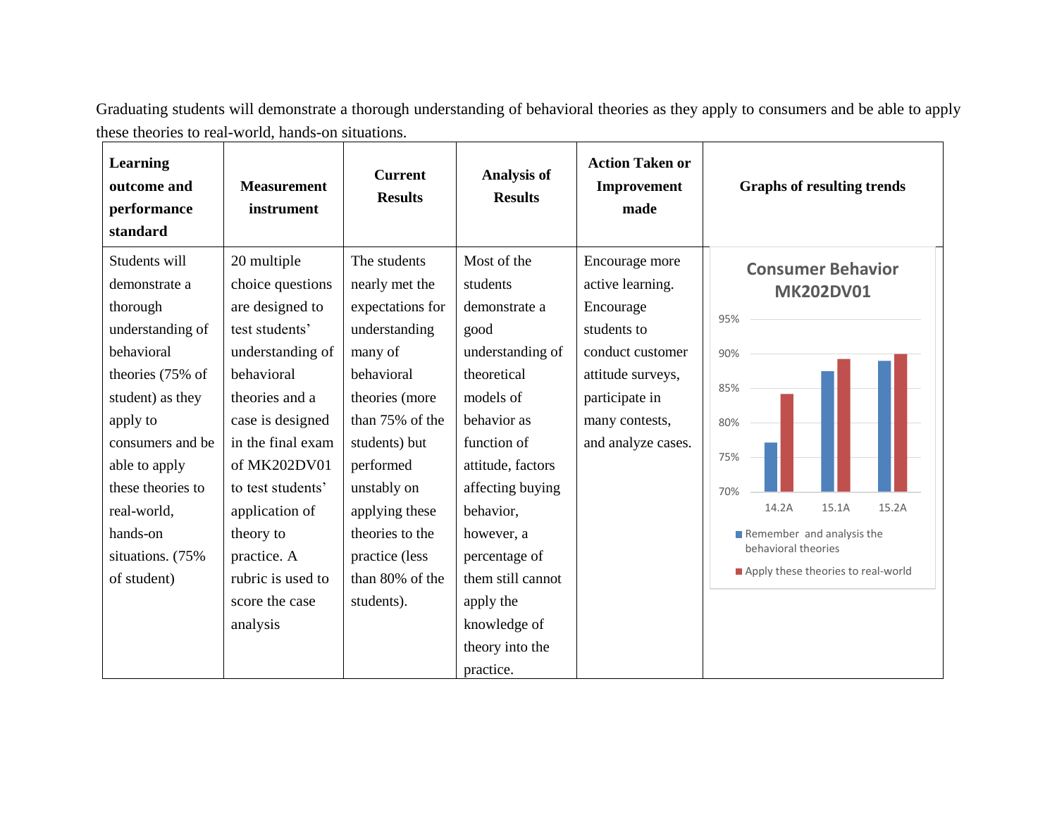Graduating students will demonstrate a thorough understanding of behavioral theories as they apply to consumers and be able to apply these theories to real-world, hands-on situations.

| Learning outcome and performance standard | Measurement instrument | Current Results | Analysis of Results | Action Taken or Improvement made | Graphs of resulting trends |
|---|---|---|---|---|---|
| Students will demonstrate a thorough understanding of behavioral theories (75% of student) as they apply to consumers and be able to apply these theories to real-world, hands-on situations. (75% of student) | 20 multiple choice questions are designed to test students' understanding of behavioral theories and a case is designed in the final exam of MK202DV01 to test students' application of theory to practice. A rubric is used to score the case analysis | The students nearly met the expectations for understanding many of behavioral theories (more than 75% of the students) but performed unstably on applying these theories to the practice (less than 80% of the students). | Most of the students demonstrate a good understanding of theoretical models of behavior as function of attitude, factors affecting buying behavior, however, a percentage of them still cannot apply the knowledge of theory into the practice. | Encourage more active learning. Encourage students to conduct customer attitude surveys, participate in many contests, and analyze cases. | Consumer Behavior MK202DV01<br>95%, 90%, 85%, 80%, 75%, 70%<br>14.2A, 15.1A, 15.2A<br>Remember and analysis the behavioral theories<br>Apply these theories to real-world |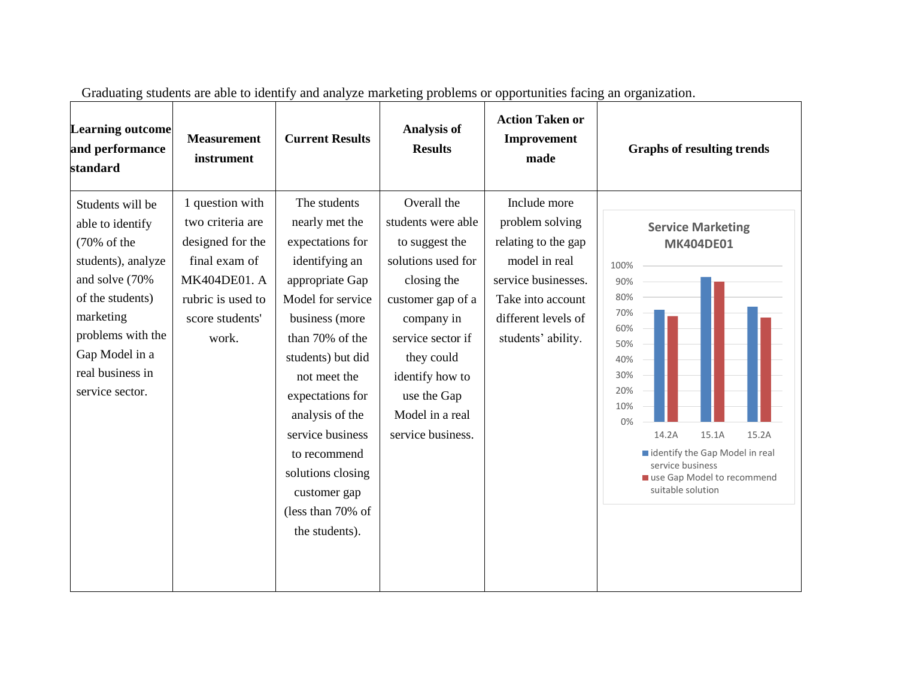Graduating students are able to identify and analyze marketing problems or opportunities facing an organization.

| Learning outcome and performance standard | Measurement instrument | Current Results | Analysis of Results | Action Taken or Improvement made | Graphs of resulting trends |
|---|---|---|---|---|---|
| Students will be able to identify (70% of the students), analyze and solve (70% of the students) marketing problems with the Gap Model in a real business in service sector. | 1 question with two criteria are designed for the final exam of MK404DE01. A rubric is used to score students' work. | The students nearly met the expectations for identifying an appropriate Gap Model for service business (more than 70% of the students) but did not meet the expectations for analysis of the service business to recommend solutions closing customer gap (less than 70% of the students). | Overall the students were able to suggest the solutions used for closing the customer gap of a company in service sector if they could identify how to use the Gap Model in a real service business. | Include more problem solving relating to the gap model in real service businesses. Take into account different levels of students' ability. | **Service Marketing MK404DE01**<br>Y-axis: 0%–100%<br>Categories: 14.2A, 15.1A, 15.2A<br>Legend: identify the Gap Model in real service business; use Gap Model to recommend suitable solution |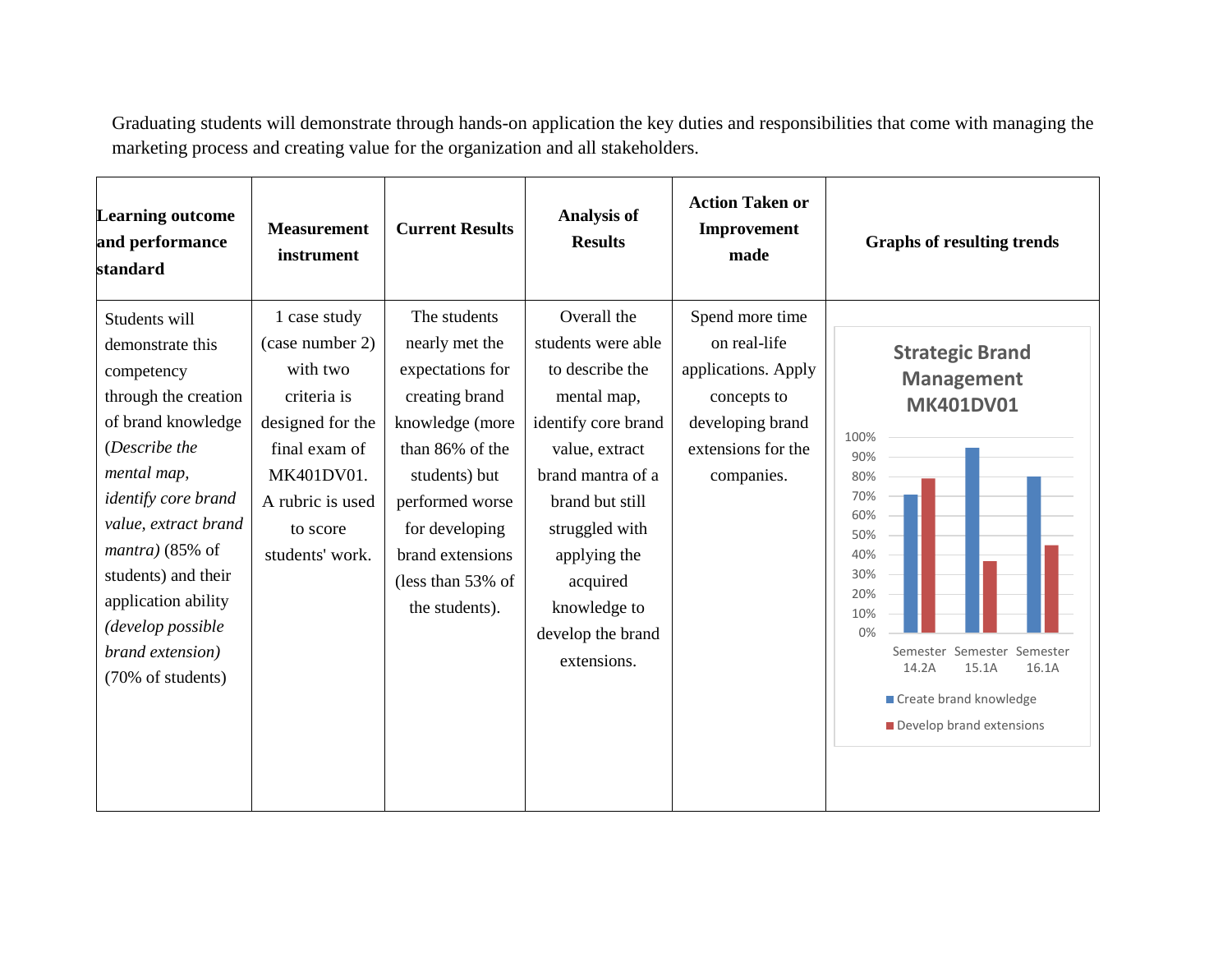Graduating students will demonstrate through hands-on application the key duties and responsibilities that come with managing the marketing process and creating value for the organization and all stakeholders.

| Learning outcome and performance standard | Measurement instrument | Current Results | Analysis of Results | Action Taken or Improvement made | Graphs of resulting trends |
|---|---|---|---|---|---|
| Students will demonstrate this competency through the creation of brand knowledge (*Describe the mental map, identify core brand value, extract brand mantra)* (85% of students) and their application ability *(develop possible brand extension)* (70% of students) | 1 case study (case number 2) with two criteria is designed for the final exam of MK401DV01. A rubric is used to score students' work. | The students nearly met the expectations for creating brand knowledge (more than 86% of the students) but performed worse for developing brand extensions (less than 53% of the students). | Overall the students were able to describe the mental map, identify core brand value, extract brand mantra of a brand but still struggled with applying the acquired knowledge to develop the brand extensions. | Spend more time on real-life applications. Apply concepts to developing brand extensions for the companies. | **Strategic Brand Management MK401DV01** (bar chart; y-axis 0%–100%; x-axis: Semester 14.2A, Semester 15.1A, Semester 16.1A; legend: Create brand knowledge, Develop brand extensions) |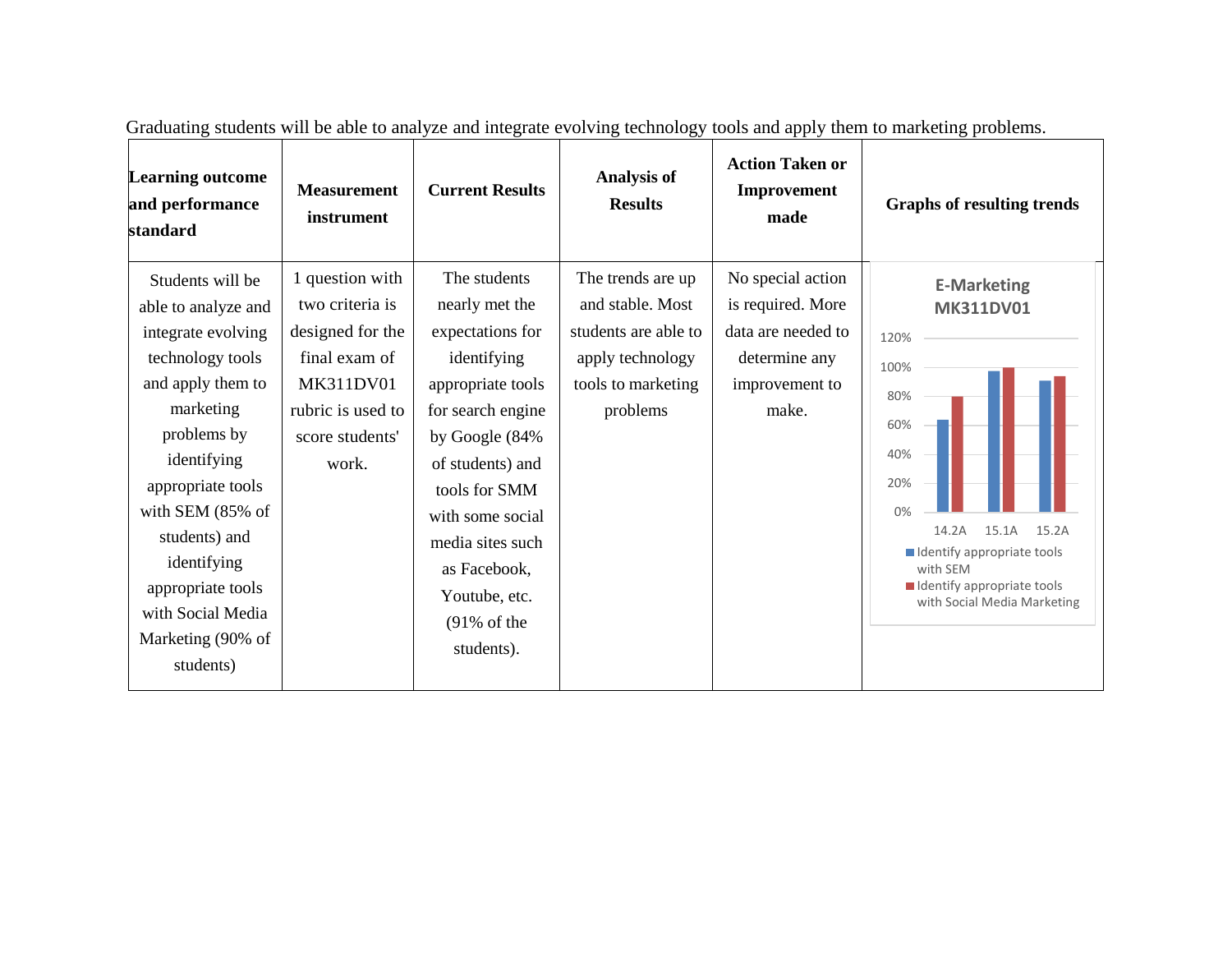Graduating students will be able to analyze and integrate evolving technology tools and apply them to marketing problems.

| Learning outcome and performance standard | Measurement instrument | Current Results | Analysis of Results | Action Taken or Improvement made | Graphs of resulting trends |
|---|---|---|---|---|---|
| Students will be able to analyze and integrate evolving technology tools and apply them to marketing problems by identifying appropriate tools with SEM (85% of students) and identifying appropriate tools with Social Media Marketing (90% of students) | 1 question with two criteria is designed for the final exam of MK311DV01 rubric is used to score students' work. | The students nearly met the expectations for identifying appropriate tools for search engine by Google (84% of students) and tools for SMM with some social media sites such as Facebook, Youtube, etc. (91% of the students). | The trends are up and stable. Most students are able to apply technology tools to marketing problems | No special action is required. More data are needed to determine any improvement to make. | E-Marketing MK311DV01<br>120%<br>100%<br>80%<br>60%<br>40%<br>20%<br>0%<br>14.2A 15.1A 15.2A<br>Identify appropriate tools with SEM<br>Identify appropriate tools with Social Media Marketing |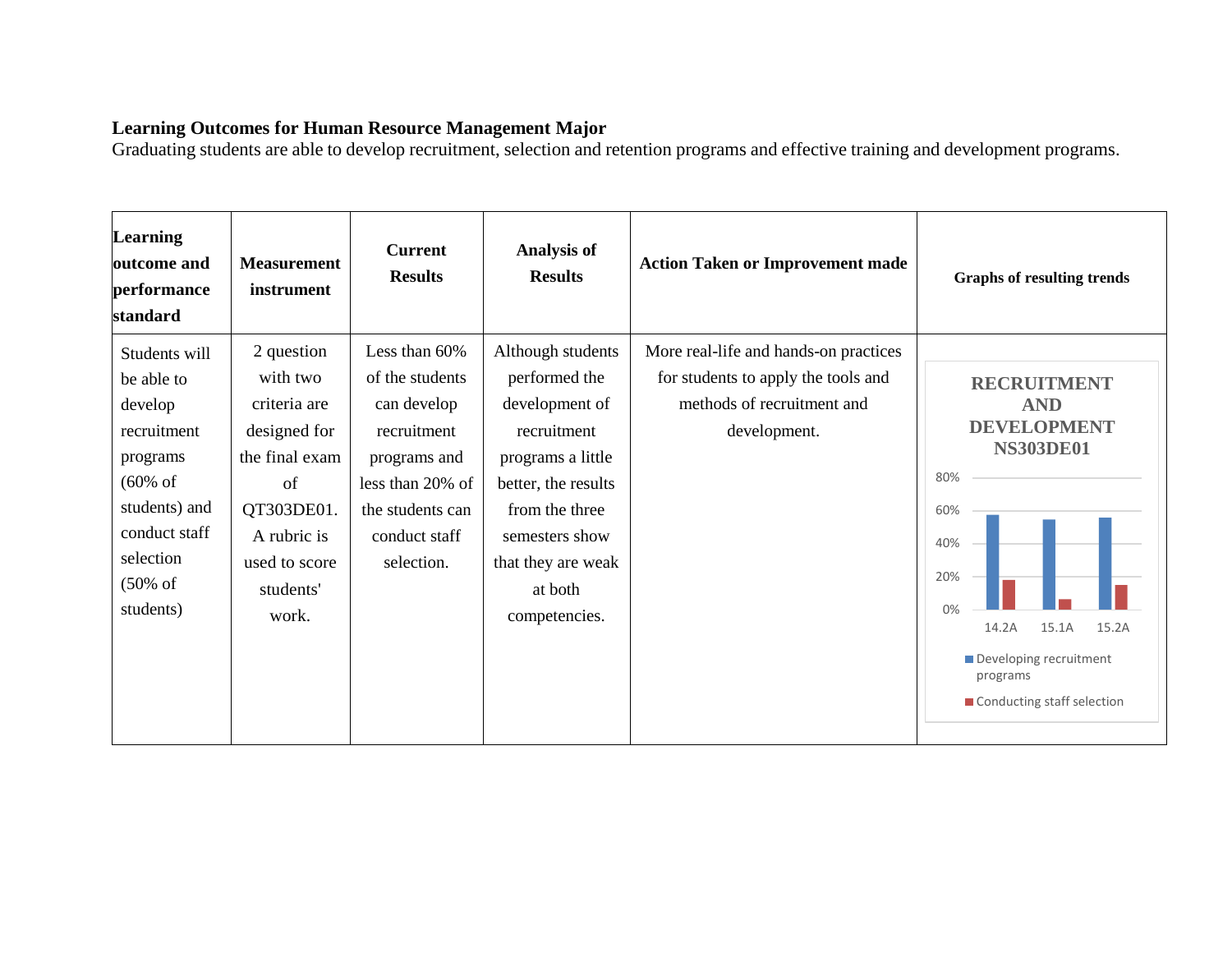**Learning Outcomes for Human Resource Management Major**

Graduating students are able to develop recruitment, selection and retention programs and effective training and development programs.

| Learning outcome and performance standard | Measurement instrument | Current Results | Analysis of Results | Action Taken or Improvement made | Graphs of resulting trends |
|---|---|---|---|---|---|
| Students will be able to develop recruitment programs (60% of students) and conduct staff selection (50% of students) | 2 question with two criteria are designed for the final exam of QT303DE01. A rubric is used to score students' work. | Less than 60% of the students can develop recruitment programs and less than 20% of the students can conduct staff selection. | Although students performed the development of recruitment programs a little better, the results from the three semesters show that they are weak at both competencies. | More real-life and hands-on practices for students to apply the tools and methods of recruitment and development. | **RECRUITMENT AND DEVELOPMENT NS303DE01**<br>80%, 60%, 40%, 20%, 0%<br>14.2A, 15.1A, 15.2A<br>Developing recruitment programs<br>Conducting staff selection |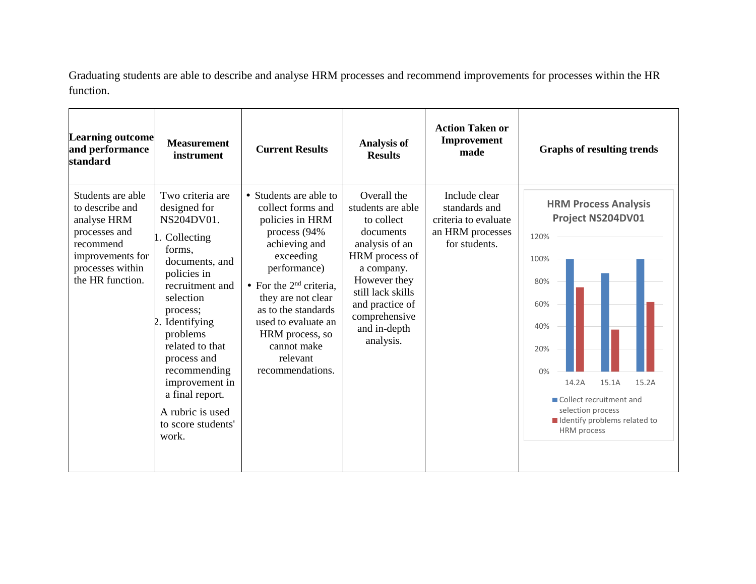Graduating students are able to describe and analyse HRM processes and recommend improvements for processes within the HR function.

| Learning outcome and performance standard | Measurement instrument | Current Results | Analysis of Results | Action Taken or Improvement made | Graphs of resulting trends |
|---|---|---|---|---|---|
| Students are able to describe and analyse HRM processes and recommend improvements for processes within the HR function. | Two criteria are designed for NS204DV01.<br>1. Collecting forms, documents, and policies in recruitment and selection process;<br>2. Identifying problems related to that process and recommending improvement in a final report.<br>A rubric is used to score students' work. | • Students are able to collect forms and policies in HRM process (94% achieving and exceeding performance)<br>• For the 2nd criteria, they are not clear as to the standards used to evaluate an HRM process, so cannot make relevant recommendations. | Overall the students are able to collect documents analysis of an HRM process of a company. However they still lack skills and practice of comprehensive and in-depth analysis. | Include clear standards and criteria to evaluate an HRM processes for students. | **HRM Process Analysis Project NS204DV01**<br>Bar chart (0%–120%) for 14.2A, 15.1A, 15.2A<br>■ Collect recruitment and selection process<br>■ Identify problems related to HRM process |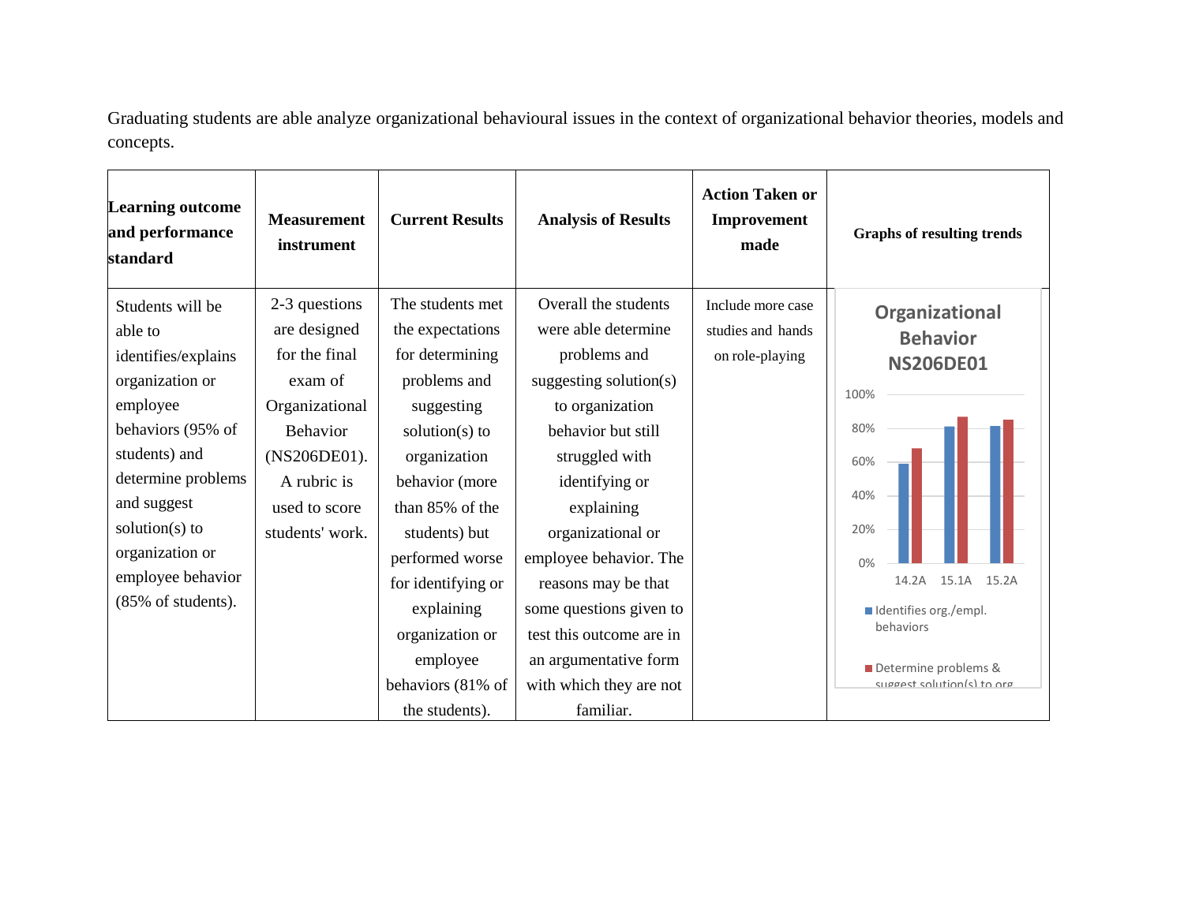Graduating students are able analyze organizational behavioural issues in the context of organizational behavior theories, models and concepts.

| Learning outcome and performance standard | Measurement instrument | Current Results | Analysis of Results | Action Taken or Improvement made | Graphs of resulting trends |
|---|---|---|---|---|---|
| Students will be able to identifies/explains organization or employee behaviors (95% of students) and determine problems and suggest solution(s) to organization or employee behavior (85% of students). | 2-3 questions are designed for the final exam of Organizational Behavior (NS206DE01). A rubric is used to score students' work. | The students met the expectations for determining problems and suggesting solution(s) to organization behavior (more than 85% of the students) but performed worse for identifying or explaining organization or employee behaviors (81% of the students). | Overall the students were able determine problems and suggesting solution(s) to organization behavior but still struggled with identifying or explaining organizational or employee behavior. The reasons may be that some questions given to test this outcome are in an argumentative form with which they are not familiar. | Include more case studies and hands on role-playing | **Organizational Behavior NS206DE01** (chart: 14.2A, 15.1A, 15.2A; 0%–100%; Identifies org./empl. behaviors; Determine problems & suggest solution(s) to org) |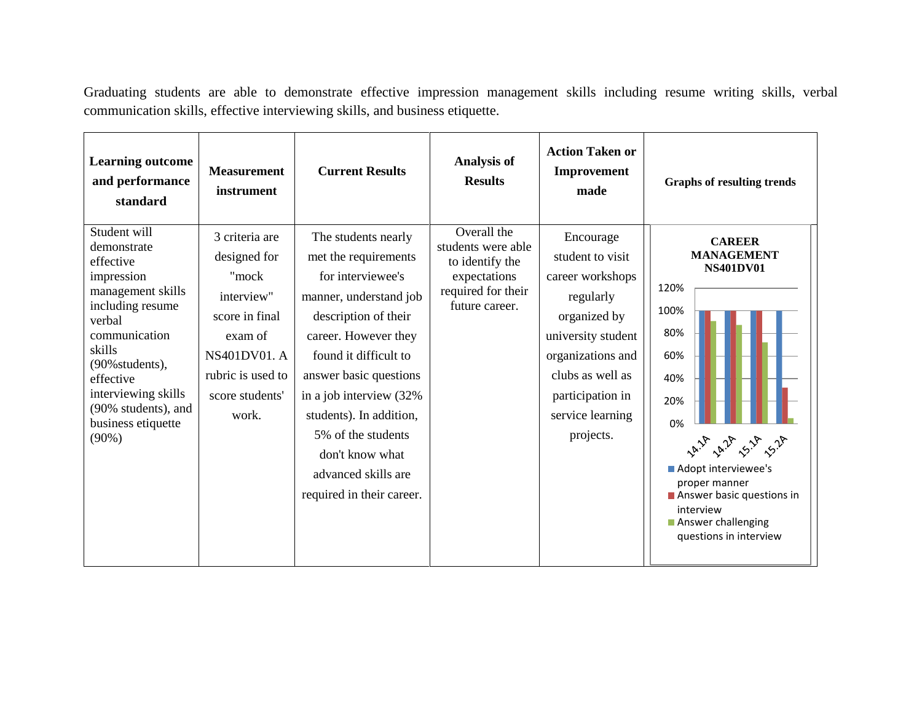Graduating students are able to demonstrate effective impression management skills including resume writing skills, verbal communication skills, effective interviewing skills, and business etiquette.

| **Learning outcome and performance standard** | **Measurement instrument** | **Current Results** | **Analysis of Results** | **Action Taken or Improvement made** | **Graphs of resulting trends** |
|---|---|---|---|---|---|
| Student will demonstrate effective impression management skills including resume verbal communication skills (90%students), effective interviewing skills (90% students), and business etiquette (90%) | 3 criteria are designed for "mock interview" score in final exam of NS401DV01. A rubric is used to score students' work. | The students nearly met the requirements for interviewee's manner, understand job description of their career. However they found it difficult to answer basic questions in a job interview (32% students). In addition, 5% of the students don't know what advanced skills are required in their career. | Overall the students were able to identify the expectations required for their future career. | Encourage student to visit career workshops regularly organized by university student organizations and clubs as well as participation in service learning projects. | CAREER MANAGEMENT NS401DV01<br>120%<br>100%<br>80%<br>60%<br>40%<br>20%<br>0%<br>14.1A 14.2A 15.1A 15.2A<br>Adopt interviewee's proper manner<br>Answer basic questions in interview<br>Answer challenging questions in interview |